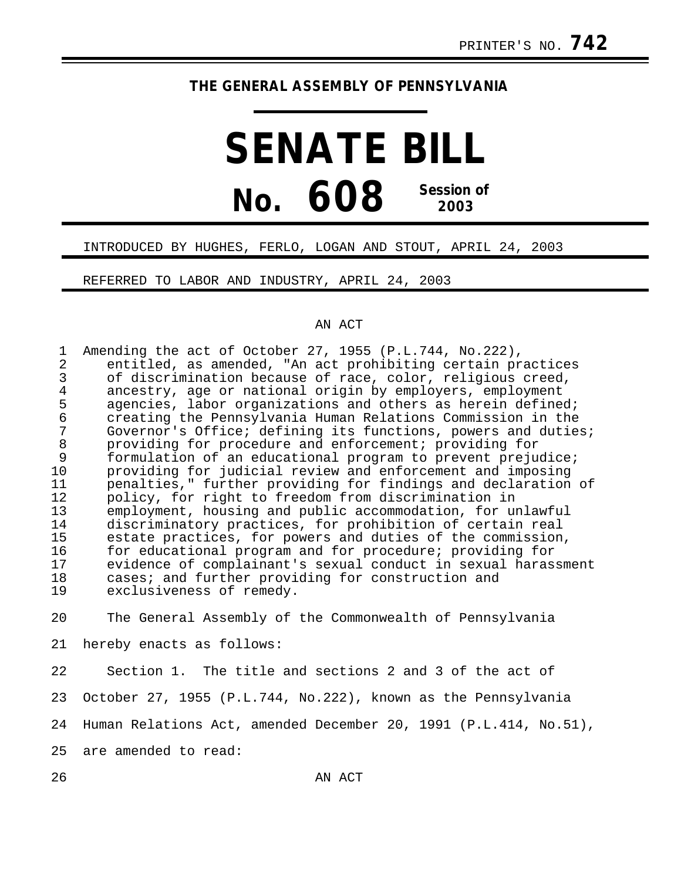PRINTER'S NO. **742**

**THE GENERAL ASSEMBLY OF PENNSYLVANIA**

# SENATE BILL

# No. 608 Session of 2003

INTRODUCED BY HUGHES, FERLO, LOGAN AND STOUT, APRIL 24, 2003

REFERRED TO LABOR AND INDUSTRY, APRIL 24, 2003

AN ACT

Amending the act of October 27, 1955 (P.L.744, No.222), entitled, as amended, "An act prohibiting certain practices of discrimination because of race, color, religious creed, ancestry, age or national origin by employers, employment agencies, labor organizations and others as herein defined; creating the Pennsylvania Human Relations Commission in the Governor's Office; defining its functions, powers and duties; providing for procedure and enforcement; providing for formulation of an educational program to prevent prejudice; providing for judicial review and enforcement and imposing penalties," further providing for findings and declaration of policy, for right to freedom from discrimination in employment, housing and public accommodation, for unlawful discriminatory practices, for prohibition of certain real estate practices, for powers and duties of the commission, for educational program and for procedure; providing for evidence of complainant's sexual conduct in sexual harassment cases; and further providing for construction and exclusiveness of remedy.

The General Assembly of the Commonwealth of Pennsylvania hereby enacts as follows:

Section 1. The title and sections 2 and 3 of the act of October 27, 1955 (P.L.744, No.222), known as the Pennsylvania Human Relations Act, amended December 20, 1991 (P.L.414, No.51), are amended to read:

AN ACT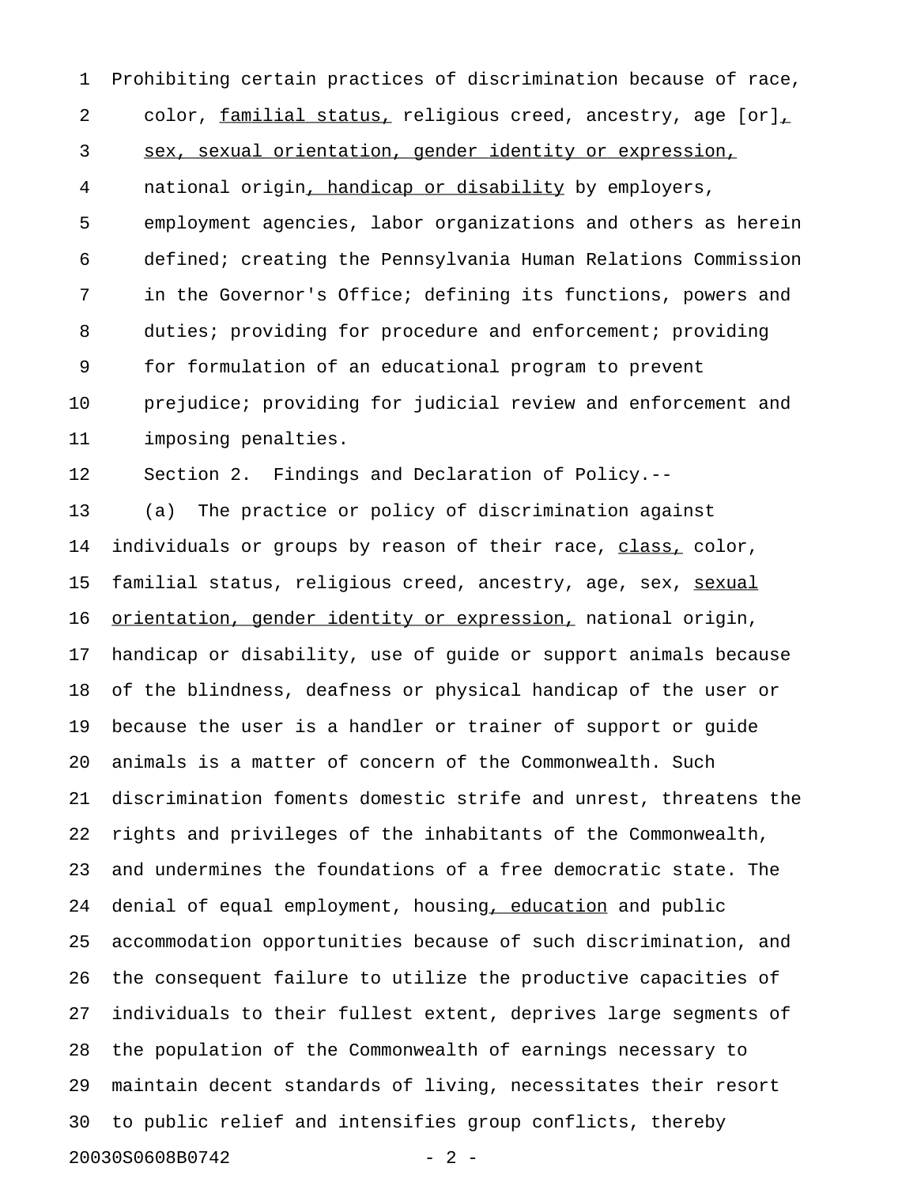Prohibiting certain practices of discrimination because of race, color, <u>familial status,</u> religious creed, ancestry, age [or]<u>, sex, sexual orientation, gender identity or expression,</u> national origin<u>, handicap or disability</u> by employers, employment agencies, labor organizations and others as herein defined; creating the Pennsylvania Human Relations Commission in the Governor's Office; defining its functions, powers and duties; providing for procedure and enforcement; providing for formulation of an educational program to prevent prejudice; providing for judicial review and enforcement and imposing penalties.

Section 2. Findings and Declaration of Policy.--

(a) The practice or policy of discrimination against individuals or groups by reason of their race, <u>class,</u> color, familial status, religious creed, ancestry, age, sex, <u>sexual orientation, gender identity or expression,</u> national origin, handicap or disability, use of guide or support animals because of the blindness, deafness or physical handicap of the user or because the user is a handler or trainer of support or guide animals is a matter of concern of the Commonwealth. Such discrimination foments domestic strife and unrest, threatens the rights and privileges of the inhabitants of the Commonwealth, and undermines the foundations of a free democratic state. The denial of equal employment, housing<u>, education</u> and public accommodation opportunities because of such discrimination, and the consequent failure to utilize the productive capacities of individuals to their fullest extent, deprives large segments of the population of the Commonwealth of earnings necessary to maintain decent standards of living, necessitates their resort to public relief and intensifies group conflicts, thereby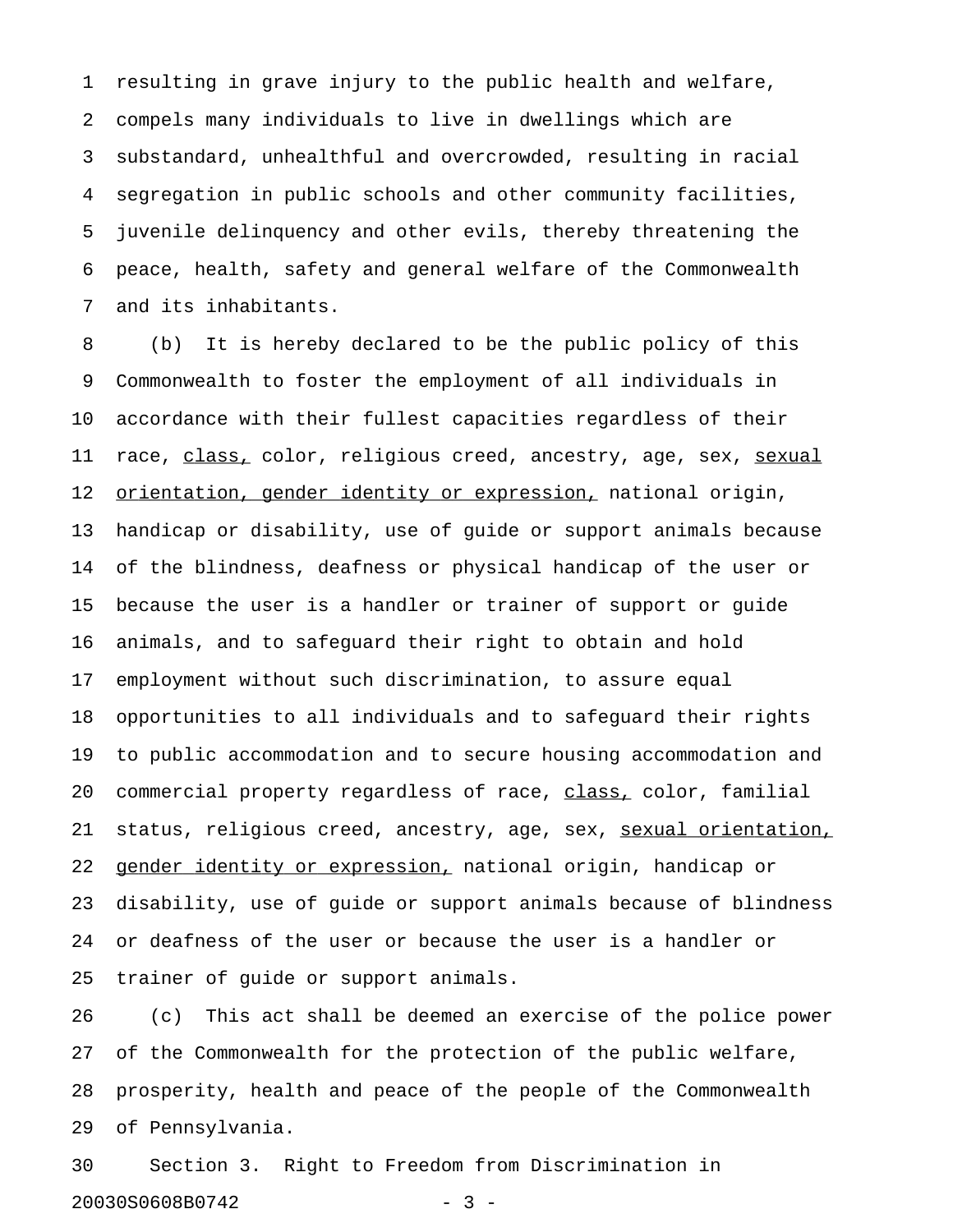resulting in grave injury to the public health and welfare, compels many individuals to live in dwellings which are substandard, unhealthful and overcrowded, resulting in racial segregation in public schools and other community facilities, juvenile delinquency and other evils, thereby threatening the peace, health, safety and general welfare of the Commonwealth and its inhabitants.

(b) It is hereby declared to be the public policy of this Commonwealth to foster the employment of all individuals in accordance with their fullest capacities regardless of their race, <u>class,</u> color, religious creed, ancestry, age, sex, <u>sexual orientation, gender identity or expression,</u> national origin, handicap or disability, use of guide or support animals because of the blindness, deafness or physical handicap of the user or because the user is a handler or trainer of support or guide animals, and to safeguard their right to obtain and hold employment without such discrimination, to assure equal opportunities to all individuals and to safeguard their rights to public accommodation and to secure housing accommodation and commercial property regardless of race, <u>class,</u> color, familial status, religious creed, ancestry, age, sex, <u>sexual orientation, gender identity or expression,</u> national origin, handicap or disability, use of guide or support animals because of blindness or deafness of the user or because the user is a handler or trainer of guide or support animals.

(c) This act shall be deemed an exercise of the police power of the Commonwealth for the protection of the public welfare, prosperity, health and peace of the people of the Commonwealth of Pennsylvania.

Section 3. Right to Freedom from Discrimination in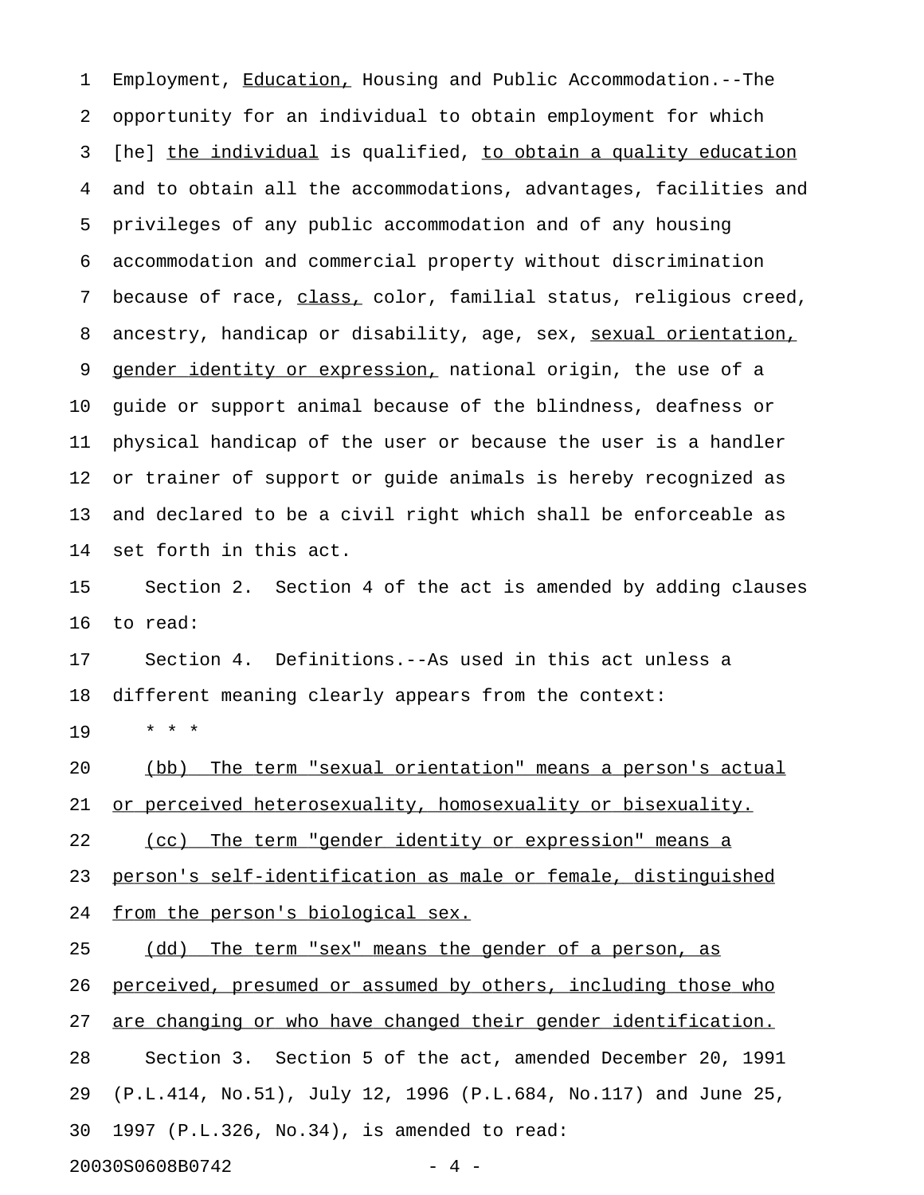Employment, <u>Education,</u> Housing and Public Accommodation.--The opportunity for an individual to obtain employment for which [he] <u>the individual</u> is qualified, <u>to obtain a quality education</u> and to obtain all the accommodations, advantages, facilities and privileges of any public accommodation and of any housing accommodation and commercial property without discrimination because of race, <u>class,</u> color, familial status, religious creed, ancestry, handicap or disability, age, sex, <u>sexual orientation, gender identity or expression,</u> national origin, the use of a guide or support animal because of the blindness, deafness or physical handicap of the user or because the user is a handler or trainer of support or guide animals is hereby recognized as and declared to be a civil right which shall be enforceable as set forth in this act.

Section 2. Section 4 of the act is amended by adding clauses to read:

Section 4. Definitions.--As used in this act unless a different meaning clearly appears from the context:

* * *

<u>(bb) The term "sexual orientation" means a person's actual or perceived heterosexuality, homosexuality or bisexuality.</u>

<u>(cc) The term "gender identity or expression" means a person's self-identification as male or female, distinguished from the person's biological sex.</u>

<u>(dd) The term "sex" means the gender of a person, as perceived, presumed or assumed by others, including those who are changing or who have changed their gender identification.</u>

Section 3. Section 5 of the act, amended December 20, 1991 (P.L.414, No.51), July 12, 1996 (P.L.684, No.117) and June 25, 1997 (P.L.326, No.34), is amended to read: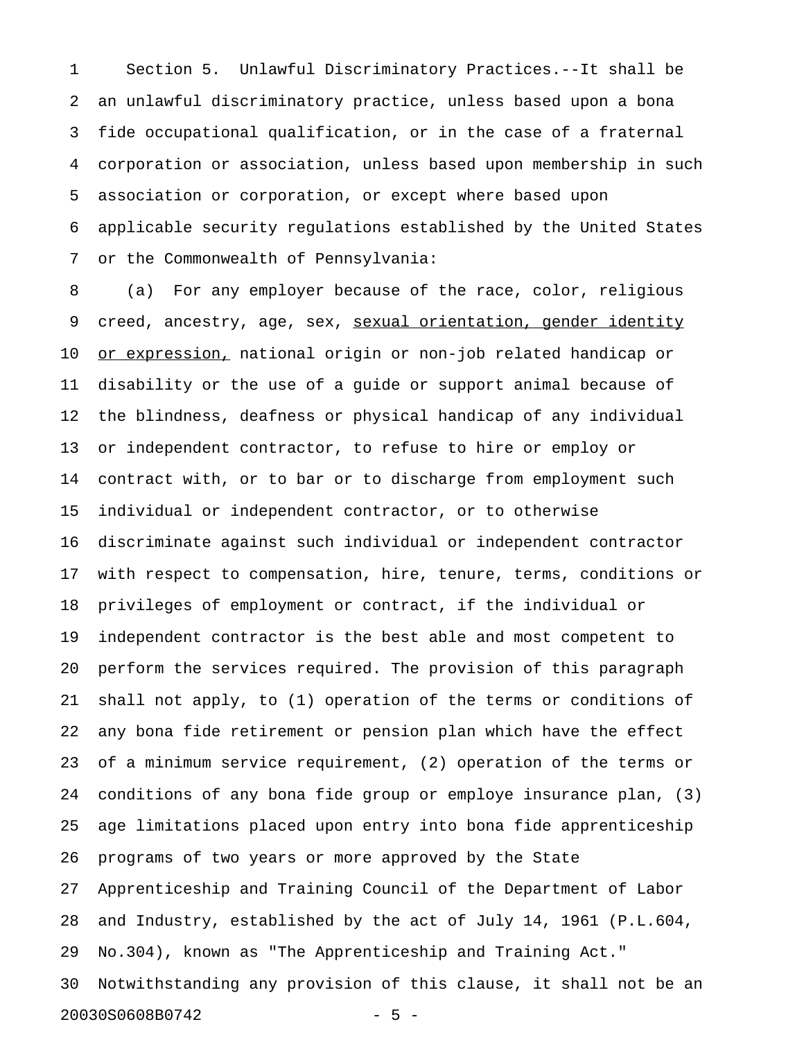Section 5. Unlawful Discriminatory Practices.--It shall be an unlawful discriminatory practice, unless based upon a bona fide occupational qualification, or in the case of a fraternal corporation or association, unless based upon membership in such association or corporation, or except where based upon applicable security regulations established by the United States or the Commonwealth of Pennsylvania:

(a) For any employer because of the race, color, religious creed, ancestry, age, sex, <u>sexual orientation, gender identity or expression,</u> national origin or non-job related handicap or disability or the use of a guide or support animal because of the blindness, deafness or physical handicap of any individual or independent contractor, to refuse to hire or employ or contract with, or to bar or to discharge from employment such individual or independent contractor, or to otherwise discriminate against such individual or independent contractor with respect to compensation, hire, tenure, terms, conditions or privileges of employment or contract, if the individual or independent contractor is the best able and most competent to perform the services required. The provision of this paragraph shall not apply, to (1) operation of the terms or conditions of any bona fide retirement or pension plan which have the effect of a minimum service requirement, (2) operation of the terms or conditions of any bona fide group or employe insurance plan, (3) age limitations placed upon entry into bona fide apprenticeship programs of two years or more approved by the State Apprenticeship and Training Council of the Department of Labor and Industry, established by the act of July 14, 1961 (P.L.604, No.304), known as "The Apprenticeship and Training Act." Notwithstanding any provision of this clause, it shall not be an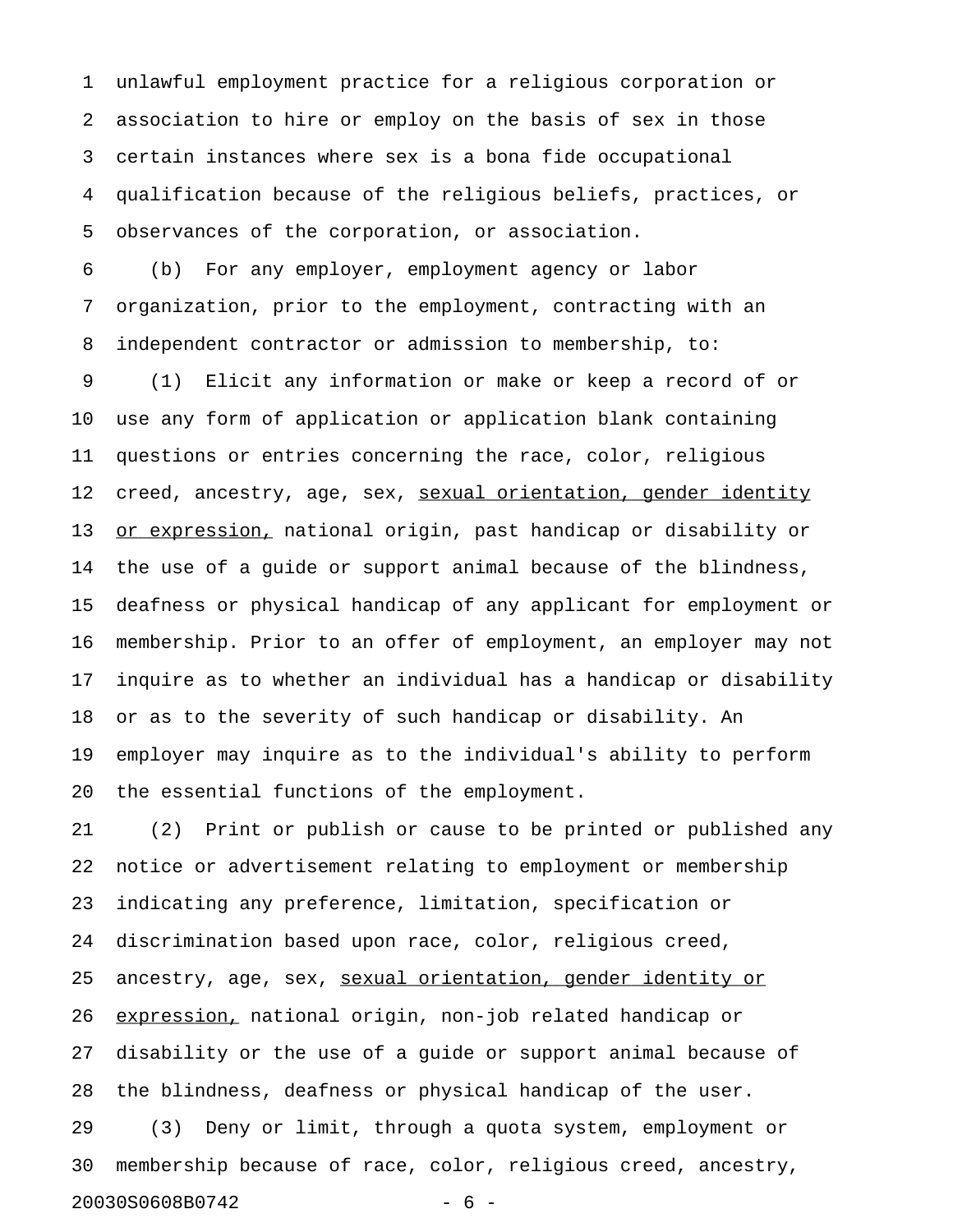unlawful employment practice for a religious corporation or association to hire or employ on the basis of sex in those certain instances where sex is a bona fide occupational qualification because of the religious beliefs, practices, or observances of the corporation, or association.

(b) For any employer, employment agency or labor organization, prior to the employment, contracting with an independent contractor or admission to membership, to:

(1) Elicit any information or make or keep a record of or use any form of application or application blank containing questions or entries concerning the race, color, religious creed, ancestry, age, sex, <u>sexual orientation, gender identity or expression,</u> national origin, past handicap or disability or the use of a guide or support animal because of the blindness, deafness or physical handicap of any applicant for employment or membership. Prior to an offer of employment, an employer may not inquire as to whether an individual has a handicap or disability or as to the severity of such handicap or disability. An employer may inquire as to the individual's ability to perform the essential functions of the employment.

(2) Print or publish or cause to be printed or published any notice or advertisement relating to employment or membership indicating any preference, limitation, specification or discrimination based upon race, color, religious creed, ancestry, age, sex, <u>sexual orientation, gender identity or expression,</u> national origin, non-job related handicap or disability or the use of a guide or support animal because of the blindness, deafness or physical handicap of the user.

(3) Deny or limit, through a quota system, employment or membership because of race, color, religious creed, ancestry,

20030S0608B0742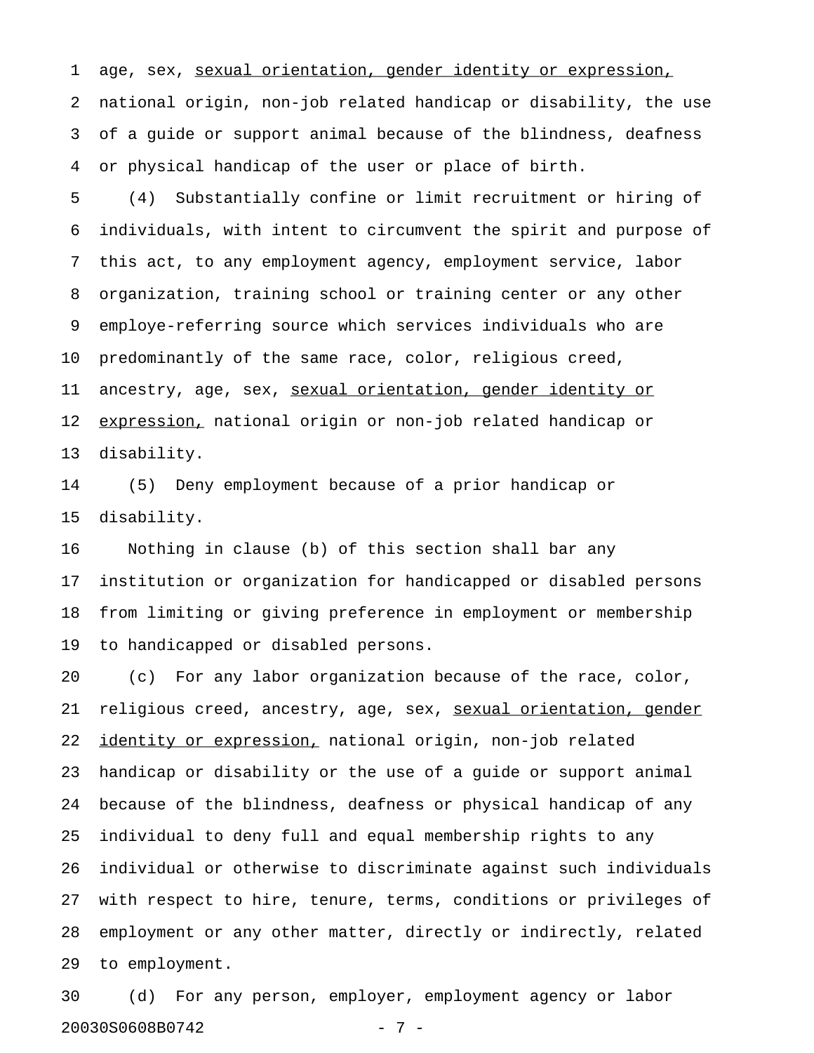age, sex, <u>sexual orientation, gender identity or expression,</u> national origin, non-job related handicap or disability, the use of a guide or support animal because of the blindness, deafness or physical handicap of the user or place of birth.

(4) Substantially confine or limit recruitment or hiring of individuals, with intent to circumvent the spirit and purpose of this act, to any employment agency, employment service, labor organization, training school or training center or any other employe-referring source which services individuals who are predominantly of the same race, color, religious creed, ancestry, age, sex, <u>sexual orientation, gender identity or expression,</u> national origin or non-job related handicap or disability.

(5) Deny employment because of a prior handicap or disability.

Nothing in clause (b) of this section shall bar any institution or organization for handicapped or disabled persons from limiting or giving preference in employment or membership to handicapped or disabled persons.

(c) For any labor organization because of the race, color, religious creed, ancestry, age, sex, <u>sexual orientation, gender identity or expression,</u> national origin, non-job related handicap or disability or the use of a guide or support animal because of the blindness, deafness or physical handicap of any individual to deny full and equal membership rights to any individual or otherwise to discriminate against such individuals with respect to hire, tenure, terms, conditions or privileges of employment or any other matter, directly or indirectly, related to employment.

(d) For any person, employer, employment agency or labor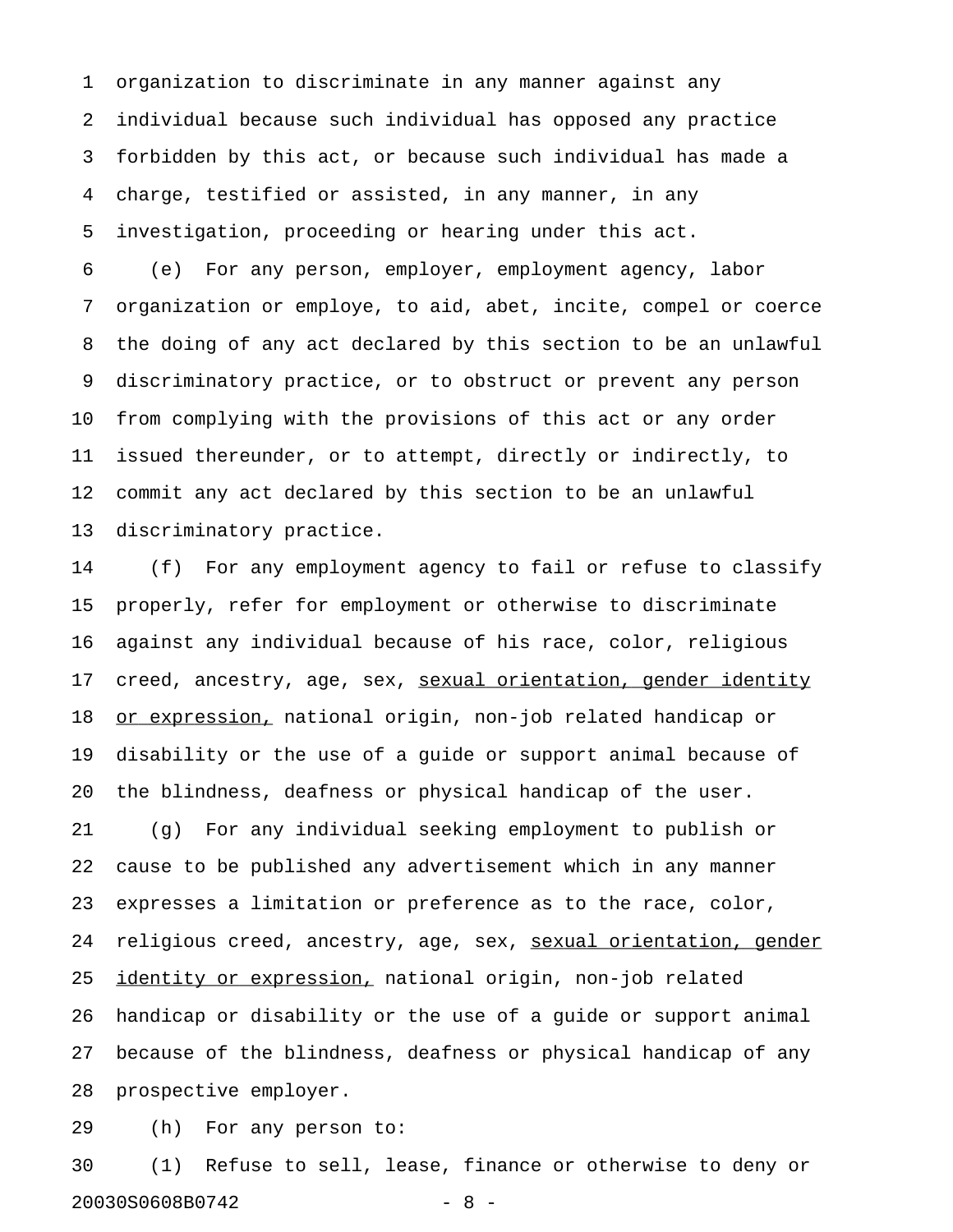organization to discriminate in any manner against any individual because such individual has opposed any practice forbidden by this act, or because such individual has made a charge, testified or assisted, in any manner, in any investigation, proceeding or hearing under this act.

(e) For any person, employer, employment agency, labor organization or employe, to aid, abet, incite, compel or coerce the doing of any act declared by this section to be an unlawful discriminatory practice, or to obstruct or prevent any person from complying with the provisions of this act or any order issued thereunder, or to attempt, directly or indirectly, to commit any act declared by this section to be an unlawful discriminatory practice.

(f) For any employment agency to fail or refuse to classify properly, refer for employment or otherwise to discriminate against any individual because of his race, color, religious creed, ancestry, age, sex, <u>sexual orientation, gender identity or expression,</u> national origin, non-job related handicap or disability or the use of a guide or support animal because of the blindness, deafness or physical handicap of the user.

(g) For any individual seeking employment to publish or cause to be published any advertisement which in any manner expresses a limitation or preference as to the race, color, religious creed, ancestry, age, sex, <u>sexual orientation, gender identity or expression,</u> national origin, non-job related handicap or disability or the use of a guide or support animal because of the blindness, deafness or physical handicap of any prospective employer.

(h) For any person to:

(1) Refuse to sell, lease, finance or otherwise to deny or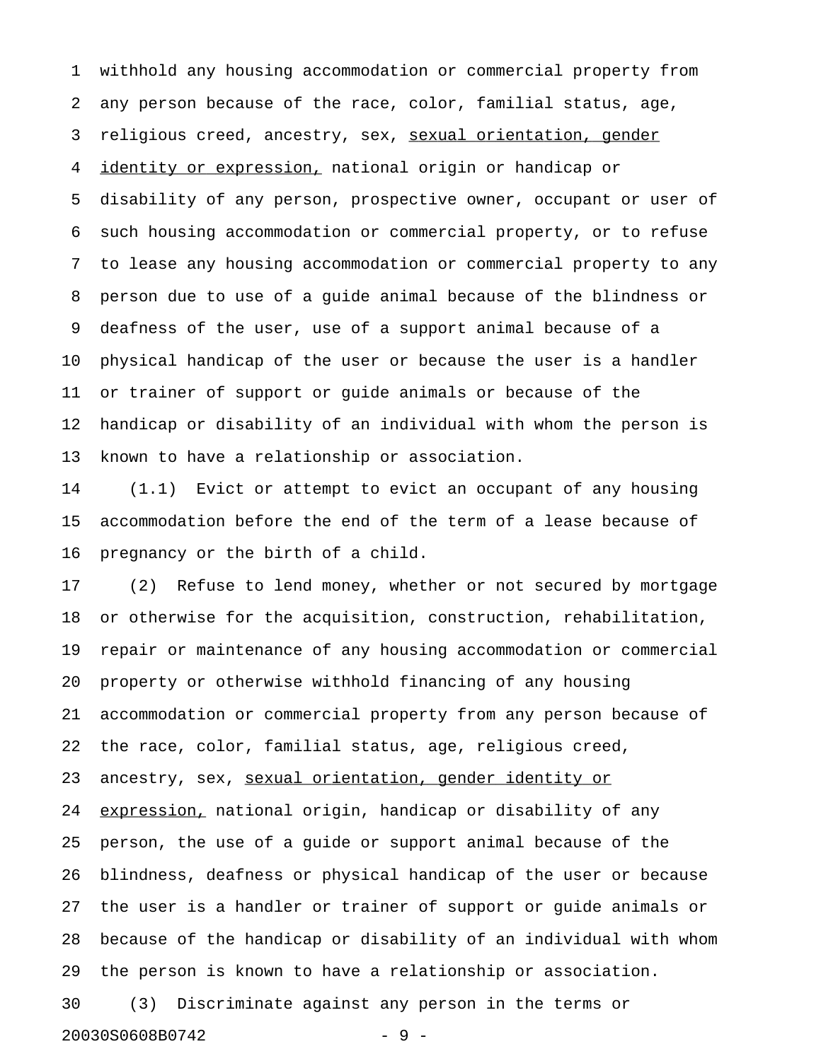withhold any housing accommodation or commercial property from any person because of the race, color, familial status, age, religious creed, ancestry, sex, <u>sexual orientation, gender identity or expression,</u> national origin or handicap or disability of any person, prospective owner, occupant or user of such housing accommodation or commercial property, or to refuse to lease any housing accommodation or commercial property to any person due to use of a guide animal because of the blindness or deafness of the user, use of a support animal because of a physical handicap of the user or because the user is a handler or trainer of support or guide animals or because of the handicap or disability of an individual with whom the person is known to have a relationship or association.

(1.1) Evict or attempt to evict an occupant of any housing accommodation before the end of the term of a lease because of pregnancy or the birth of a child.

(2) Refuse to lend money, whether or not secured by mortgage or otherwise for the acquisition, construction, rehabilitation, repair or maintenance of any housing accommodation or commercial property or otherwise withhold financing of any housing accommodation or commercial property from any person because of the race, color, familial status, age, religious creed, ancestry, sex, <u>sexual orientation, gender identity or expression,</u> national origin, handicap or disability of any person, the use of a guide or support animal because of the blindness, deafness or physical handicap of the user or because the user is a handler or trainer of support or guide animals or because of the handicap or disability of an individual with whom the person is known to have a relationship or association.

(3) Discriminate against any person in the terms or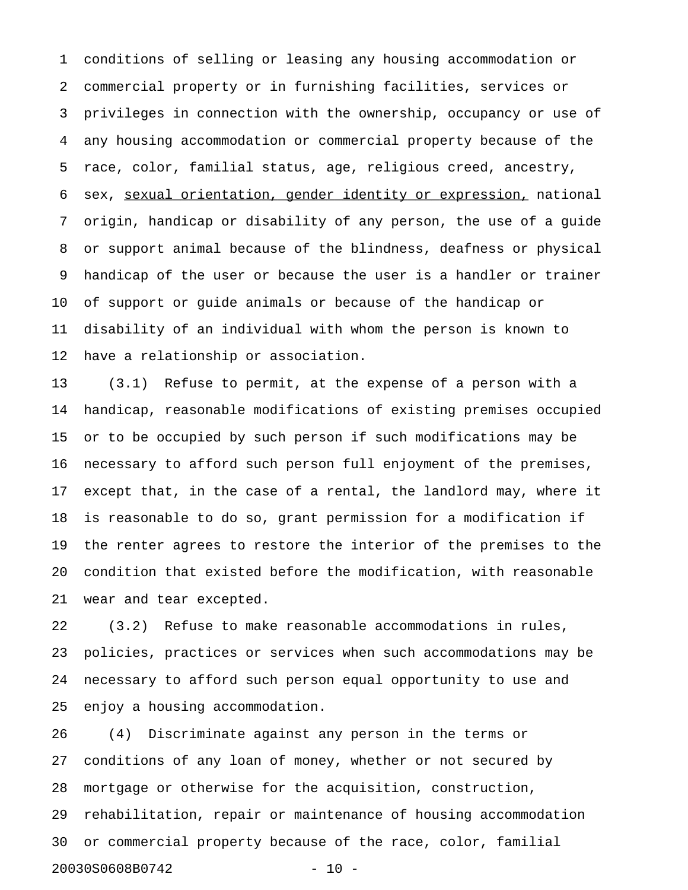conditions of selling or leasing any housing accommodation or commercial property or in furnishing facilities, services or privileges in connection with the ownership, occupancy or use of any housing accommodation or commercial property because of the race, color, familial status, age, religious creed, ancestry, sex, <u>sexual orientation, gender identity or expression,</u> national origin, handicap or disability of any person, the use of a guide or support animal because of the blindness, deafness or physical handicap of the user or because the user is a handler or trainer of support or guide animals or because of the handicap or disability of an individual with whom the person is known to have a relationship or association.

(3.1) Refuse to permit, at the expense of a person with a handicap, reasonable modifications of existing premises occupied or to be occupied by such person if such modifications may be necessary to afford such person full enjoyment of the premises, except that, in the case of a rental, the landlord may, where it is reasonable to do so, grant permission for a modification if the renter agrees to restore the interior of the premises to the condition that existed before the modification, with reasonable wear and tear excepted.

(3.2) Refuse to make reasonable accommodations in rules, policies, practices or services when such accommodations may be necessary to afford such person equal opportunity to use and enjoy a housing accommodation.

(4) Discriminate against any person in the terms or conditions of any loan of money, whether or not secured by mortgage or otherwise for the acquisition, construction, rehabilitation, repair or maintenance of housing accommodation or commercial property because of the race, color, familial

20030S0608B0742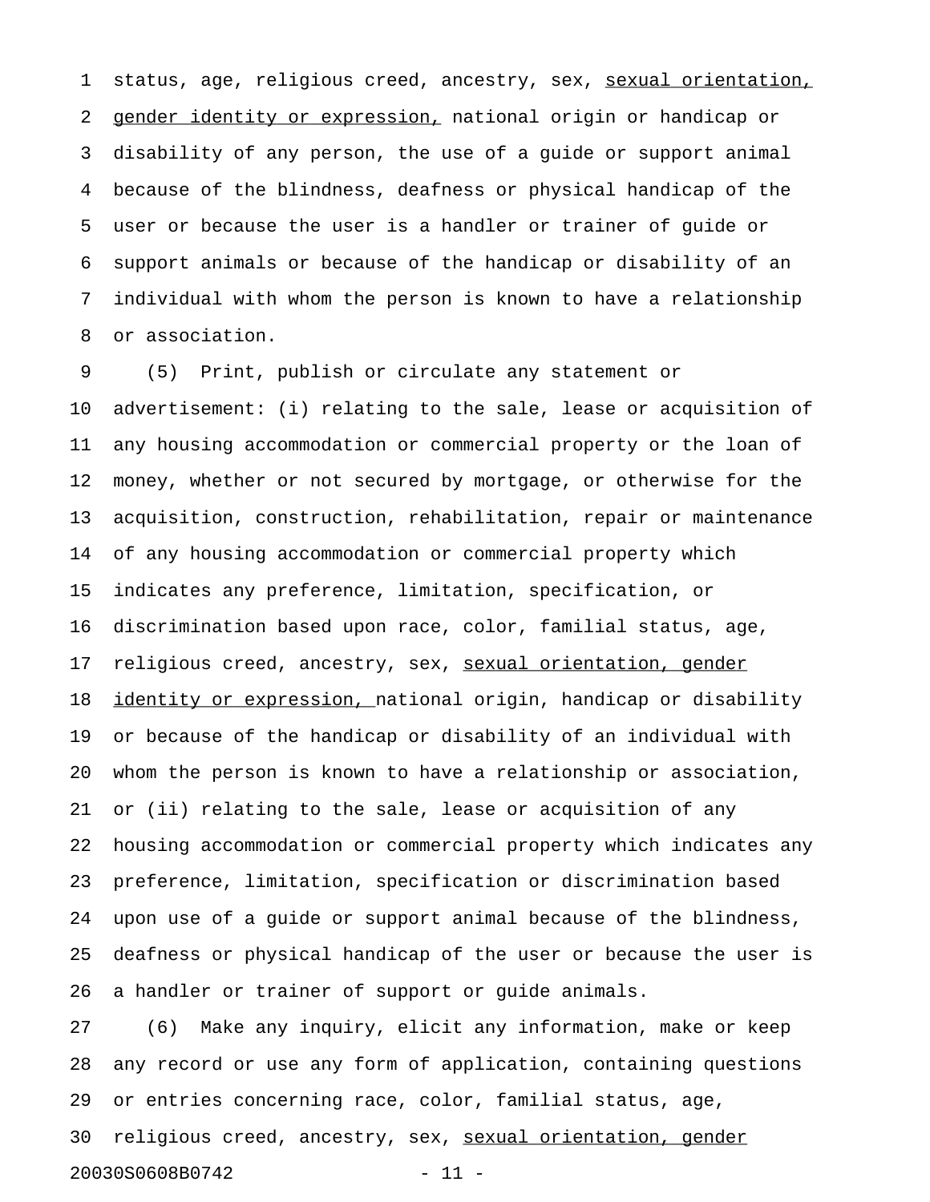status, age, religious creed, ancestry, sex, <u>sexual orientation, gender identity or expression,</u> national origin or handicap or disability of any person, the use of a guide or support animal because of the blindness, deafness or physical handicap of the user or because the user is a handler or trainer of guide or support animals or because of the handicap or disability of an individual with whom the person is known to have a relationship or association.

(5) Print, publish or circulate any statement or advertisement: (i) relating to the sale, lease or acquisition of any housing accommodation or commercial property or the loan of money, whether or not secured by mortgage, or otherwise for the acquisition, construction, rehabilitation, repair or maintenance of any housing accommodation or commercial property which indicates any preference, limitation, specification, or discrimination based upon race, color, familial status, age, religious creed, ancestry, sex, <u>sexual orientation, gender identity or expression,</u> national origin, handicap or disability or because of the handicap or disability of an individual with whom the person is known to have a relationship or association, or (ii) relating to the sale, lease or acquisition of any housing accommodation or commercial property which indicates any preference, limitation, specification or discrimination based upon use of a guide or support animal because of the blindness, deafness or physical handicap of the user or because the user is a handler or trainer of support or guide animals.

(6) Make any inquiry, elicit any information, make or keep any record or use any form of application, containing questions or entries concerning race, color, familial status, age, religious creed, ancestry, sex, <u>sexual orientation, gender</u>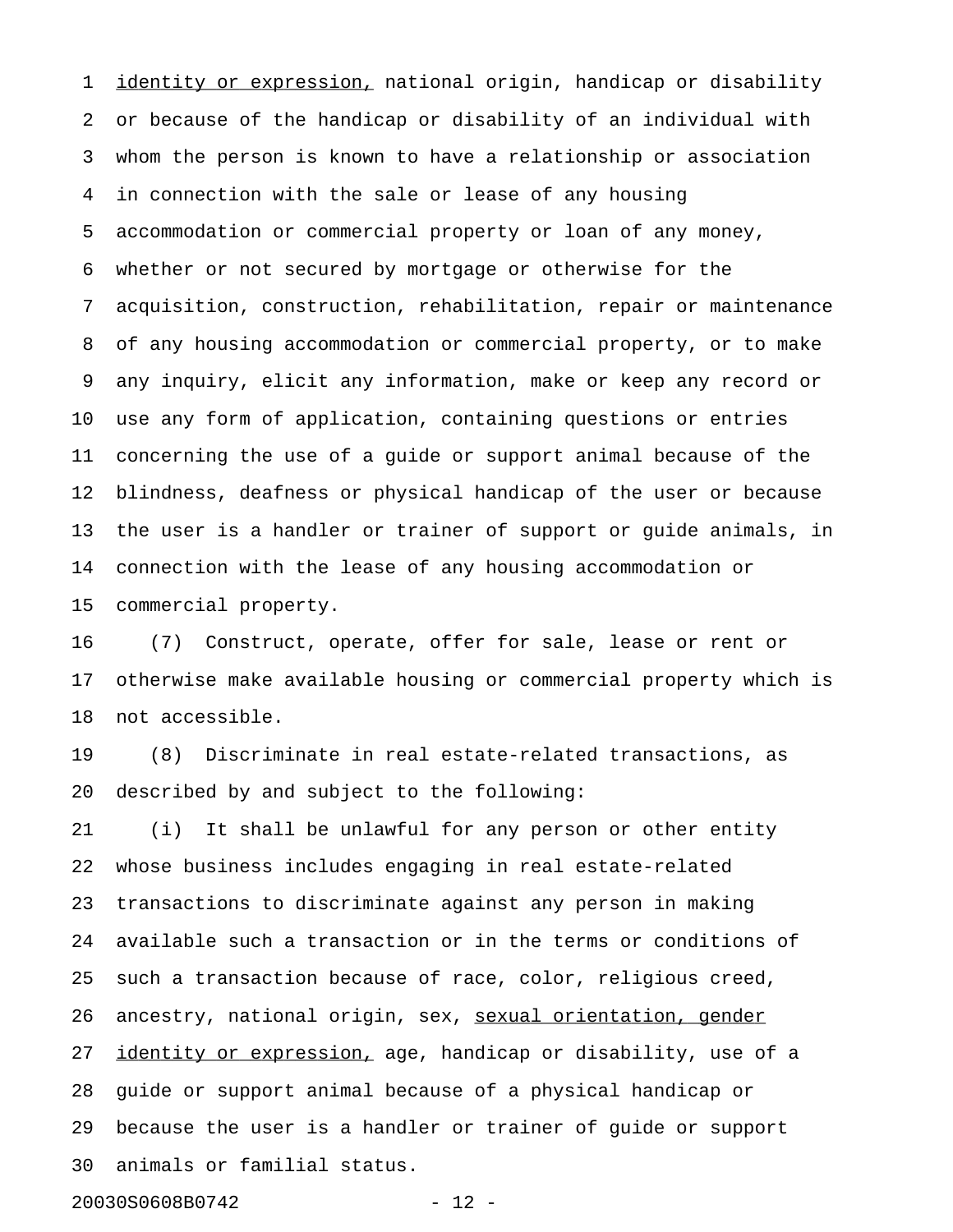identity or expression, national origin, handicap or disability or because of the handicap or disability of an individual with whom the person is known to have a relationship or association in connection with the sale or lease of any housing accommodation or commercial property or loan of any money, whether or not secured by mortgage or otherwise for the acquisition, construction, rehabilitation, repair or maintenance of any housing accommodation or commercial property, or to make any inquiry, elicit any information, make or keep any record or use any form of application, containing questions or entries concerning the use of a guide or support animal because of the blindness, deafness or physical handicap of the user or because the user is a handler or trainer of support or guide animals, in connection with the lease of any housing accommodation or commercial property.

(7) Construct, operate, offer for sale, lease or rent or otherwise make available housing or commercial property which is not accessible.

(8) Discriminate in real estate-related transactions, as described by and subject to the following:

(i) It shall be unlawful for any person or other entity whose business includes engaging in real estate-related transactions to discriminate against any person in making available such a transaction or in the terms or conditions of such a transaction because of race, color, religious creed, ancestry, national origin, sex, sexual orientation, gender identity or expression, age, handicap or disability, use of a guide or support animal because of a physical handicap or because the user is a handler or trainer of guide or support animals or familial status.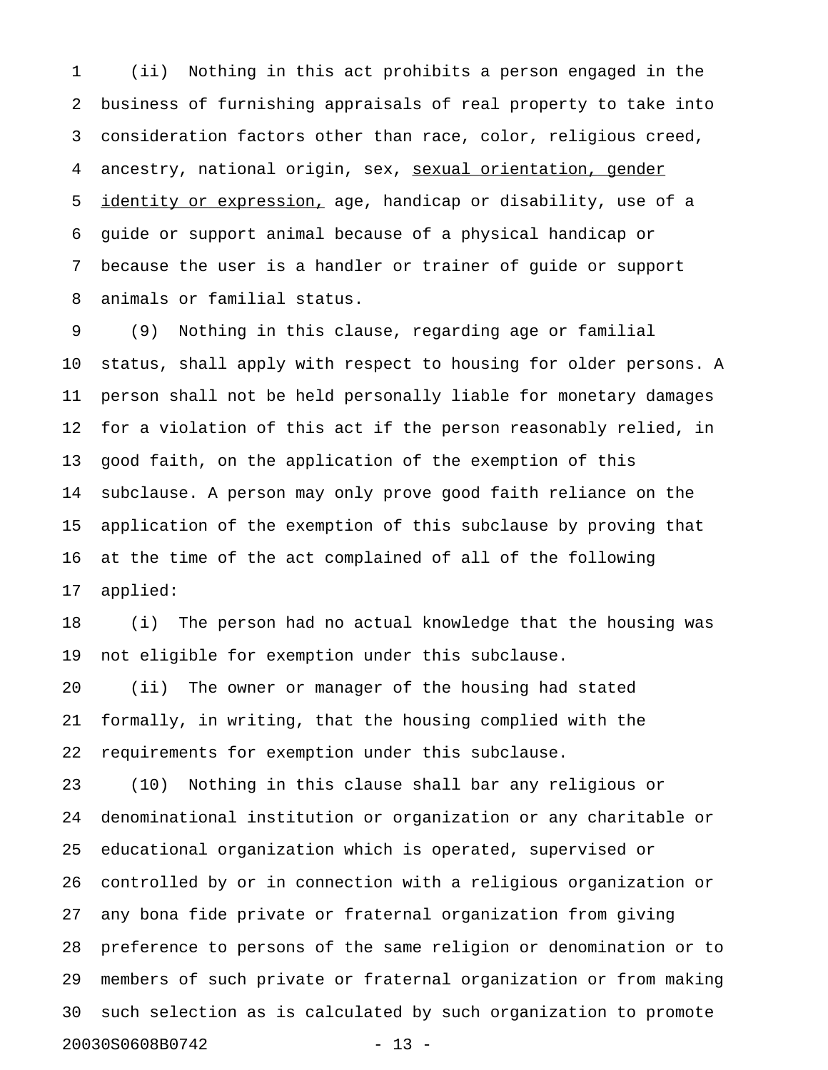(ii) Nothing in this act prohibits a person engaged in the business of furnishing appraisals of real property to take into consideration factors other than race, color, religious creed, ancestry, national origin, sex, <u>sexual orientation, gender identity or expression,</u> age, handicap or disability, use of a guide or support animal because of a physical handicap or because the user is a handler or trainer of guide or support animals or familial status.

(9) Nothing in this clause, regarding age or familial status, shall apply with respect to housing for older persons. A person shall not be held personally liable for monetary damages for a violation of this act if the person reasonably relied, in good faith, on the application of the exemption of this subclause. A person may only prove good faith reliance on the application of the exemption of this subclause by proving that at the time of the act complained of all of the following applied:

(i) The person had no actual knowledge that the housing was not eligible for exemption under this subclause.

(ii) The owner or manager of the housing had stated formally, in writing, that the housing complied with the requirements for exemption under this subclause.

(10) Nothing in this clause shall bar any religious or denominational institution or organization or any charitable or educational organization which is operated, supervised or controlled by or in connection with a religious organization or any bona fide private or fraternal organization from giving preference to persons of the same religion or denomination or to members of such private or fraternal organization or from making such selection as is calculated by such organization to promote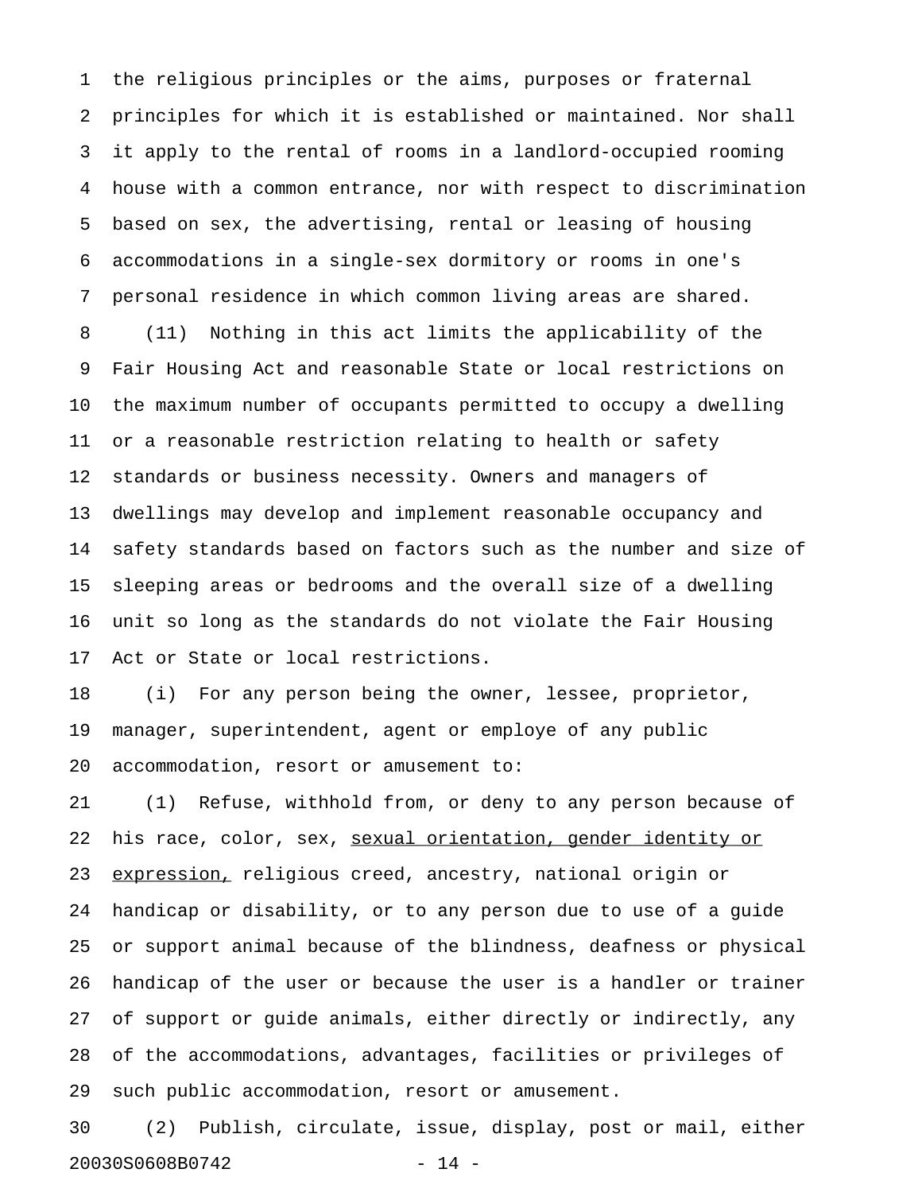the religious principles or the aims, purposes or fraternal principles for which it is established or maintained. Nor shall it apply to the rental of rooms in a landlord-occupied rooming house with a common entrance, nor with respect to discrimination based on sex, the advertising, rental or leasing of housing accommodations in a single-sex dormitory or rooms in one's personal residence in which common living areas are shared.

(11) Nothing in this act limits the applicability of the Fair Housing Act and reasonable State or local restrictions on the maximum number of occupants permitted to occupy a dwelling or a reasonable restriction relating to health or safety standards or business necessity. Owners and managers of dwellings may develop and implement reasonable occupancy and safety standards based on factors such as the number and size of sleeping areas or bedrooms and the overall size of a dwelling unit so long as the standards do not violate the Fair Housing Act or State or local restrictions.

(i) For any person being the owner, lessee, proprietor, manager, superintendent, agent or employe of any public accommodation, resort or amusement to:

(1) Refuse, withhold from, or deny to any person because of his race, color, sex, <u>sexual orientation, gender identity or expression,</u> religious creed, ancestry, national origin or handicap or disability, or to any person due to use of a guide or support animal because of the blindness, deafness or physical handicap of the user or because the user is a handler or trainer of support or guide animals, either directly or indirectly, any of the accommodations, advantages, facilities or privileges of such public accommodation, resort or amusement.

(2) Publish, circulate, issue, display, post or mail, either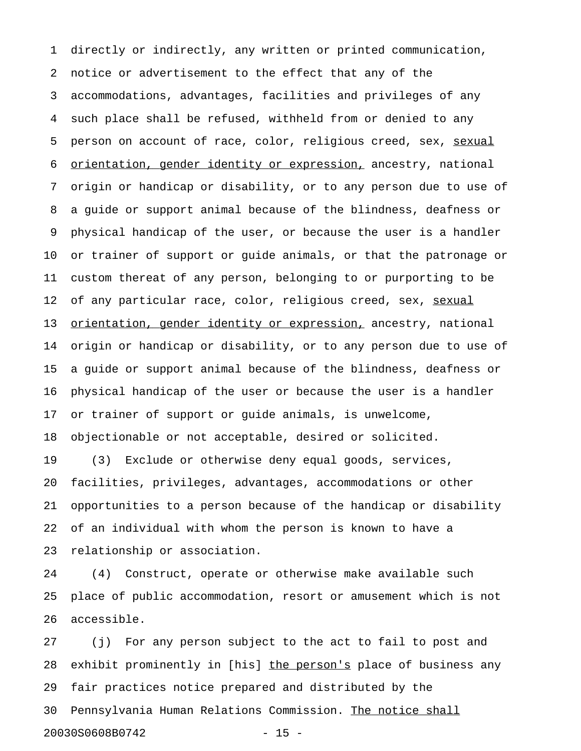directly or indirectly, any written or printed communication, notice or advertisement to the effect that any of the accommodations, advantages, facilities and privileges of any such place shall be refused, withheld from or denied to any person on account of race, color, religious creed, sex, <u>sexual orientation, gender identity or expression,</u> ancestry, national origin or handicap or disability, or to any person due to use of a guide or support animal because of the blindness, deafness or physical handicap of the user, or because the user is a handler or trainer of support or guide animals, or that the patronage or custom thereat of any person, belonging to or purporting to be of any particular race, color, religious creed, sex, <u>sexual orientation, gender identity or expression,</u> ancestry, national origin or handicap or disability, or to any person due to use of a guide or support animal because of the blindness, deafness or physical handicap of the user or because the user is a handler or trainer of support or guide animals, is unwelcome, objectionable or not acceptable, desired or solicited.

(3) Exclude or otherwise deny equal goods, services, facilities, privileges, advantages, accommodations or other opportunities to a person because of the handicap or disability of an individual with whom the person is known to have a relationship or association.

(4) Construct, operate or otherwise make available such place of public accommodation, resort or amusement which is not accessible.

(j) For any person subject to the act to fail to post and exhibit prominently in [his] <u>the person's</u> place of business any fair practices notice prepared and distributed by the Pennsylvania Human Relations Commission. <u>The notice shall</u>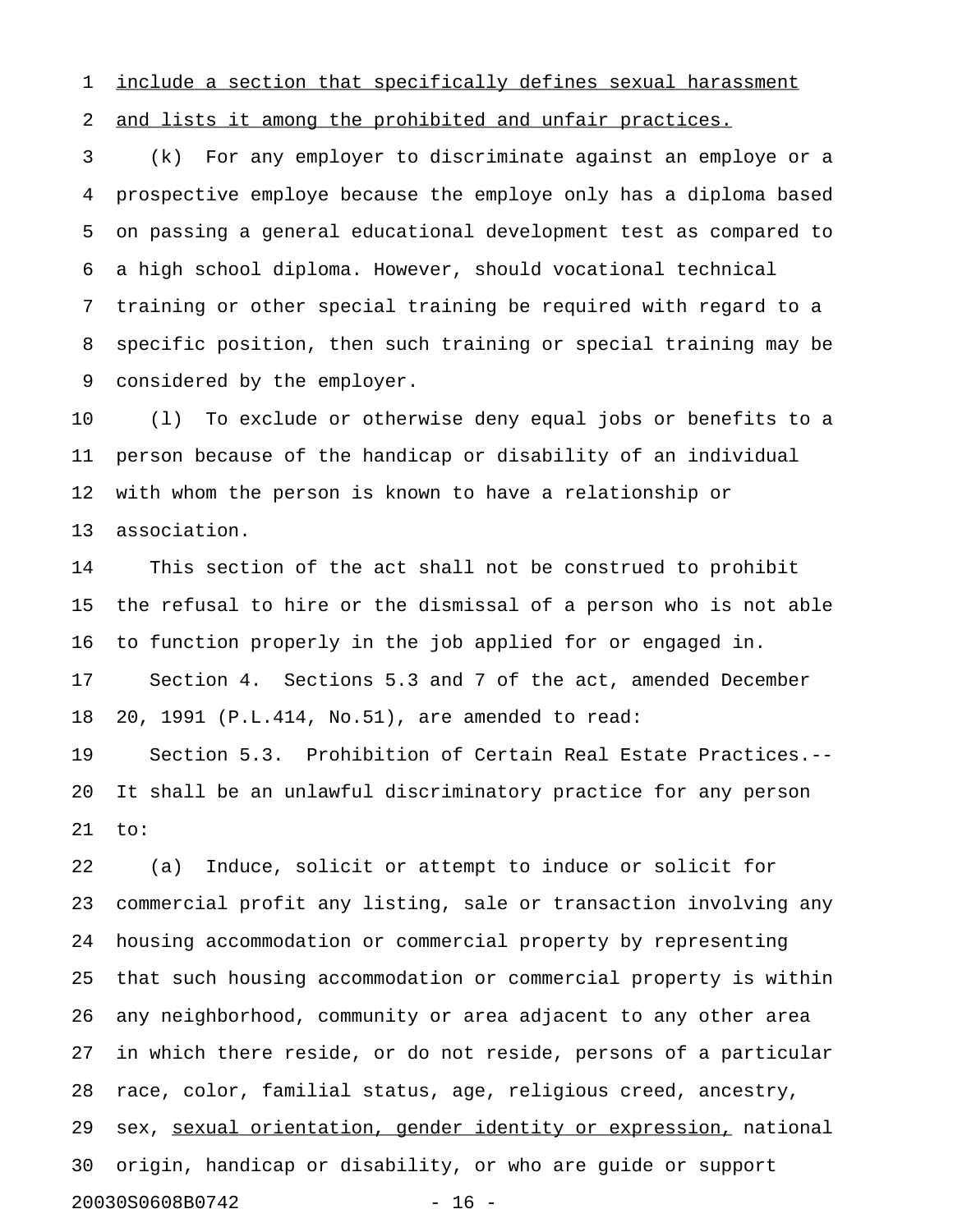include a section that specifically defines sexual harassment and lists it among the prohibited and unfair practices.

(k) For any employer to discriminate against an employe or a prospective employe because the employe only has a diploma based on passing a general educational development test as compared to a high school diploma. However, should vocational technical training or other special training be required with regard to a specific position, then such training or special training may be considered by the employer.

(l) To exclude or otherwise deny equal jobs or benefits to a person because of the handicap or disability of an individual with whom the person is known to have a relationship or association.

This section of the act shall not be construed to prohibit the refusal to hire or the dismissal of a person who is not able to function properly in the job applied for or engaged in.

Section 4. Sections 5.3 and 7 of the act, amended December 20, 1991 (P.L.414, No.51), are amended to read:

Section 5.3. Prohibition of Certain Real Estate Practices.--It shall be an unlawful discriminatory practice for any person to:

(a) Induce, solicit or attempt to induce or solicit for commercial profit any listing, sale or transaction involving any housing accommodation or commercial property by representing that such housing accommodation or commercial property is within any neighborhood, community or area adjacent to any other area in which there reside, or do not reside, persons of a particular race, color, familial status, age, religious creed, ancestry, sex, sexual orientation, gender identity or expression, national origin, handicap or disability, or who are guide or support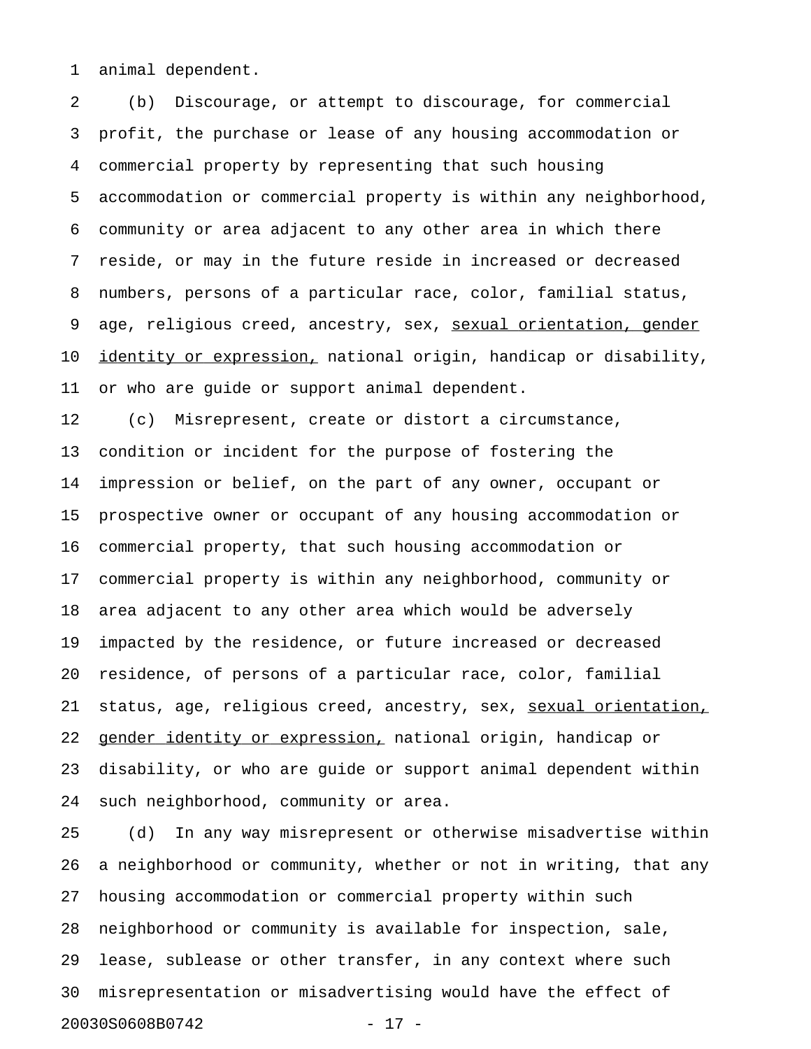animal dependent.

(b) Discourage, or attempt to discourage, for commercial profit, the purchase or lease of any housing accommodation or commercial property by representing that such housing accommodation or commercial property is within any neighborhood, community or area adjacent to any other area in which there reside, or may in the future reside in increased or decreased numbers, persons of a particular race, color, familial status, age, religious creed, ancestry, sex, <u>sexual orientation, gender identity or expression,</u> national origin, handicap or disability, or who are guide or support animal dependent.

(c) Misrepresent, create or distort a circumstance, condition or incident for the purpose of fostering the impression or belief, on the part of any owner, occupant or prospective owner or occupant of any housing accommodation or commercial property, that such housing accommodation or commercial property is within any neighborhood, community or area adjacent to any other area which would be adversely impacted by the residence, or future increased or decreased residence, of persons of a particular race, color, familial status, age, religious creed, ancestry, sex, <u>sexual orientation, gender identity or expression,</u> national origin, handicap or disability, or who are guide or support animal dependent within such neighborhood, community or area.

(d) In any way misrepresent or otherwise misadvertise within a neighborhood or community, whether or not in writing, that any housing accommodation or commercial property within such neighborhood or community is available for inspection, sale, lease, sublease or other transfer, in any context where such misrepresentation or misadvertising would have the effect of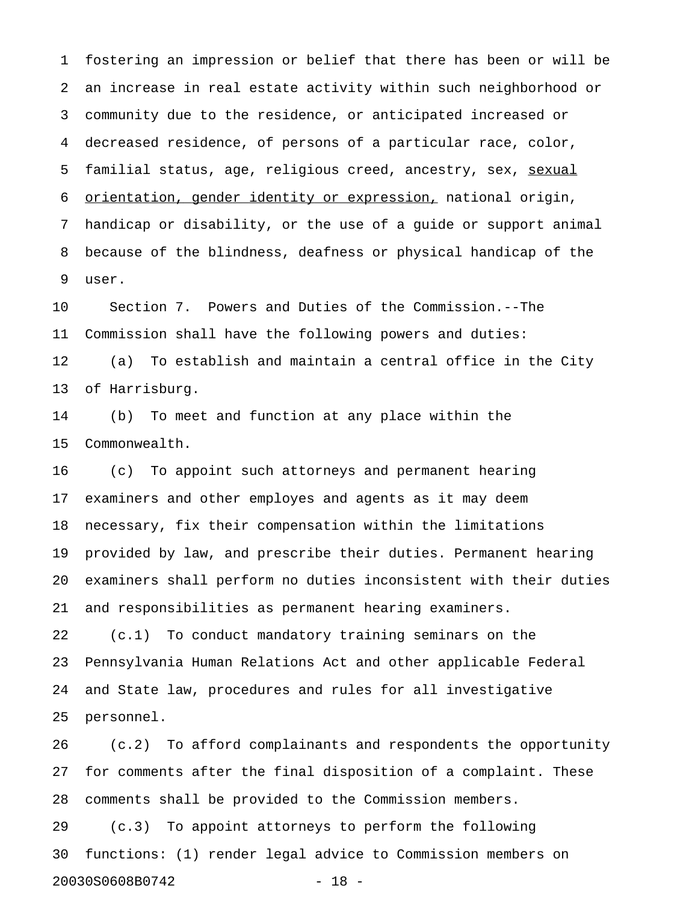fostering an impression or belief that there has been or will be an increase in real estate activity within such neighborhood or community due to the residence, or anticipated increased or decreased residence, of persons of a particular race, color, familial status, age, religious creed, ancestry, sex, <u>sexual orientation, gender identity or expression,</u> national origin, handicap or disability, or the use of a guide or support animal because of the blindness, deafness or physical handicap of the user.

Section 7. Powers and Duties of the Commission.--The Commission shall have the following powers and duties:

(a) To establish and maintain a central office in the City of Harrisburg.

(b) To meet and function at any place within the Commonwealth.

(c) To appoint such attorneys and permanent hearing examiners and other employes and agents as it may deem necessary, fix their compensation within the limitations provided by law, and prescribe their duties. Permanent hearing examiners shall perform no duties inconsistent with their duties and responsibilities as permanent hearing examiners.

(c.1) To conduct mandatory training seminars on the Pennsylvania Human Relations Act and other applicable Federal and State law, procedures and rules for all investigative personnel.

(c.2) To afford complainants and respondents the opportunity for comments after the final disposition of a complaint. These comments shall be provided to the Commission members.

(c.3) To appoint attorneys to perform the following functions: (1) render legal advice to Commission members on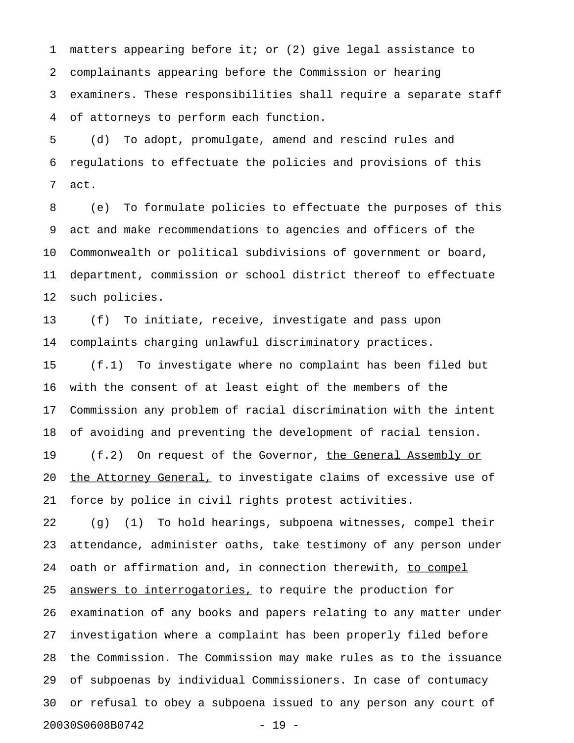matters appearing before it; or (2) give legal assistance to complainants appearing before the Commission or hearing examiners. These responsibilities shall require a separate staff of attorneys to perform each function.

(d) To adopt, promulgate, amend and rescind rules and regulations to effectuate the policies and provisions of this act.

(e) To formulate policies to effectuate the purposes of this act and make recommendations to agencies and officers of the Commonwealth or political subdivisions of government or board, department, commission or school district thereof to effectuate such policies.

(f) To initiate, receive, investigate and pass upon complaints charging unlawful discriminatory practices.

(f.1) To investigate where no complaint has been filed but with the consent of at least eight of the members of the Commission any problem of racial discrimination with the intent of avoiding and preventing the development of racial tension.

(f.2) On request of the Governor, <u>the General Assembly or the Attorney General,</u> to investigate claims of excessive use of force by police in civil rights protest activities.

(g) (1) To hold hearings, subpoena witnesses, compel their attendance, administer oaths, take testimony of any person under oath or affirmation and, in connection therewith, <u>to compel answers to interrogatories,</u> to require the production for examination of any books and papers relating to any matter under investigation where a complaint has been properly filed before the Commission. The Commission may make rules as to the issuance of subpoenas by individual Commissioners. In case of contumacy or refusal to obey a subpoena issued to any person any court of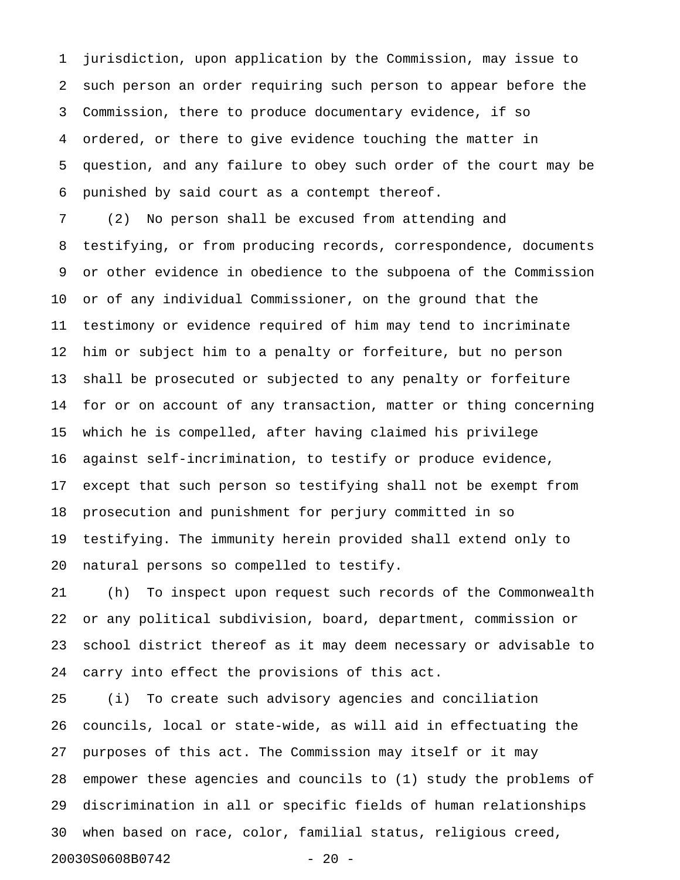jurisdiction, upon application by the Commission, may issue to such person an order requiring such person to appear before the Commission, there to produce documentary evidence, if so ordered, or there to give evidence touching the matter in question, and any failure to obey such order of the court may be punished by said court as a contempt thereof.

(2) No person shall be excused from attending and testifying, or from producing records, correspondence, documents or other evidence in obedience to the subpoena of the Commission or of any individual Commissioner, on the ground that the testimony or evidence required of him may tend to incriminate him or subject him to a penalty or forfeiture, but no person shall be prosecuted or subjected to any penalty or forfeiture for or on account of any transaction, matter or thing concerning which he is compelled, after having claimed his privilege against self-incrimination, to testify or produce evidence, except that such person so testifying shall not be exempt from prosecution and punishment for perjury committed in so testifying. The immunity herein provided shall extend only to natural persons so compelled to testify.

(h) To inspect upon request such records of the Commonwealth or any political subdivision, board, department, commission or school district thereof as it may deem necessary or advisable to carry into effect the provisions of this act.

(i) To create such advisory agencies and conciliation councils, local or state-wide, as will aid in effectuating the purposes of this act. The Commission may itself or it may empower these agencies and councils to (1) study the problems of discrimination in all or specific fields of human relationships when based on race, color, familial status, religious creed,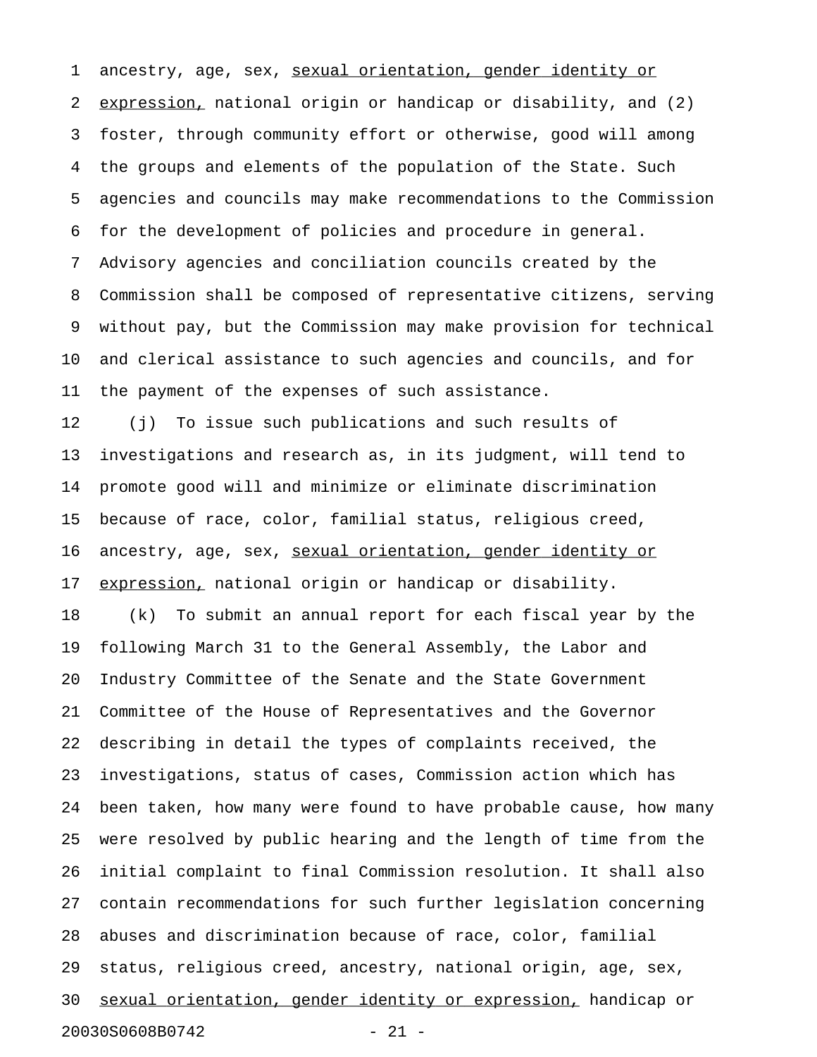ancestry, age, sex, sexual orientation, gender identity or expression, national origin or handicap or disability, and (2) foster, through community effort or otherwise, good will among the groups and elements of the population of the State. Such agencies and councils may make recommendations to the Commission for the development of policies and procedure in general. Advisory agencies and conciliation councils created by the Commission shall be composed of representative citizens, serving without pay, but the Commission may make provision for technical and clerical assistance to such agencies and councils, and for the payment of the expenses of such assistance.

(j) To issue such publications and such results of investigations and research as, in its judgment, will tend to promote good will and minimize or eliminate discrimination because of race, color, familial status, religious creed, ancestry, age, sex, sexual orientation, gender identity or expression, national origin or handicap or disability.

(k) To submit an annual report for each fiscal year by the following March 31 to the General Assembly, the Labor and Industry Committee of the Senate and the State Government Committee of the House of Representatives and the Governor describing in detail the types of complaints received, the investigations, status of cases, Commission action which has been taken, how many were found to have probable cause, how many were resolved by public hearing and the length of time from the initial complaint to final Commission resolution. It shall also contain recommendations for such further legislation concerning abuses and discrimination because of race, color, familial status, religious creed, ancestry, national origin, age, sex, sexual orientation, gender identity or expression, handicap or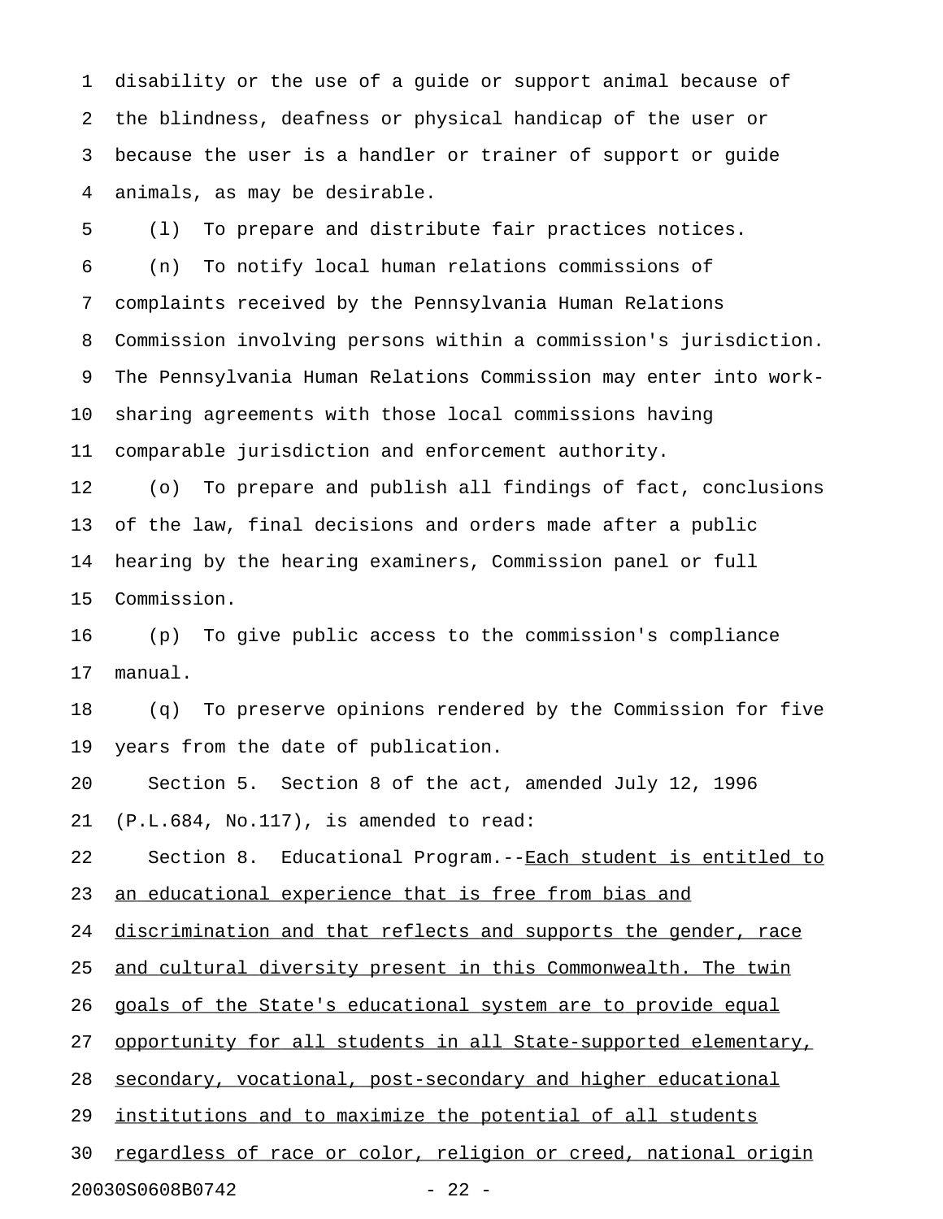disability or the use of a guide or support animal because of the blindness, deafness or physical handicap of the user or because the user is a handler or trainer of support or guide animals, as may be desirable.

(l) To prepare and distribute fair practices notices.

(n) To notify local human relations commissions of complaints received by the Pennsylvania Human Relations Commission involving persons within a commission's jurisdiction. The Pennsylvania Human Relations Commission may enter into work-sharing agreements with those local commissions having comparable jurisdiction and enforcement authority.

(o) To prepare and publish all findings of fact, conclusions of the law, final decisions and orders made after a public hearing by the hearing examiners, Commission panel or full Commission.

(p) To give public access to the commission's compliance manual.

(q) To preserve opinions rendered by the Commission for five years from the date of publication.

Section 5. Section 8 of the act, amended July 12, 1996 (P.L.684, No.117), is amended to read:

Section 8. Educational Program.--<u>Each student is entitled to an educational experience that is free from bias and discrimination and that reflects and supports the gender, race and cultural diversity present in this Commonwealth. The twin goals of the State's educational system are to provide equal opportunity for all students in all State-supported elementary, secondary, vocational, post-secondary and higher educational institutions and to maximize the potential of all students regardless of race or color, religion or creed, national origin</u>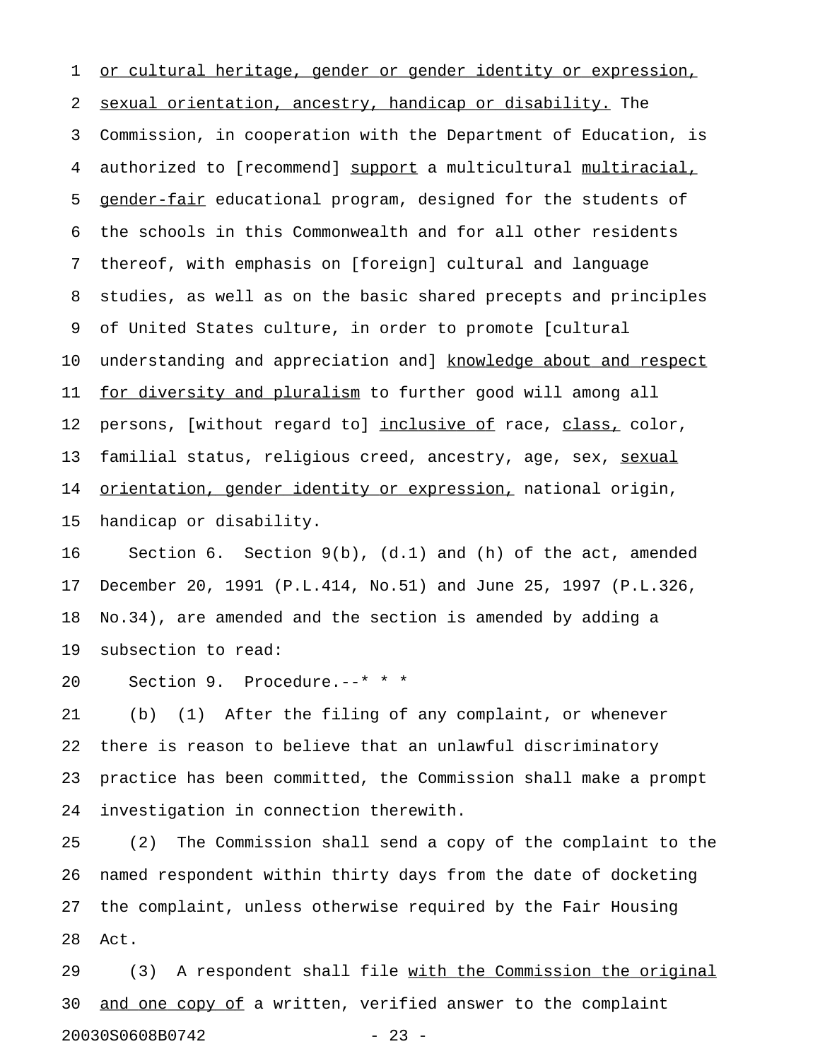or cultural heritage, gender or gender identity or expression, sexual orientation, ancestry, handicap or disability. The Commission, in cooperation with the Department of Education, is authorized to [recommend] support a multicultural multiracial, gender-fair educational program, designed for the students of the schools in this Commonwealth and for all other residents thereof, with emphasis on [foreign] cultural and language studies, as well as on the basic shared precepts and principles of United States culture, in order to promote [cultural understanding and appreciation and] knowledge about and respect for diversity and pluralism to further good will among all persons, [without regard to] inclusive of race, class, color, familial status, religious creed, ancestry, age, sex, sexual orientation, gender identity or expression, national origin, handicap or disability.

Section 6. Section 9(b), (d.1) and (h) of the act, amended December 20, 1991 (P.L.414, No.51) and June 25, 1997 (P.L.326, No.34), are amended and the section is amended by adding a subsection to read:

Section 9. Procedure.--* * *

(b) (1) After the filing of any complaint, or whenever there is reason to believe that an unlawful discriminatory practice has been committed, the Commission shall make a prompt investigation in connection therewith.

(2) The Commission shall send a copy of the complaint to the named respondent within thirty days from the date of docketing the complaint, unless otherwise required by the Fair Housing Act.

(3) A respondent shall file with the Commission the original and one copy of a written, verified answer to the complaint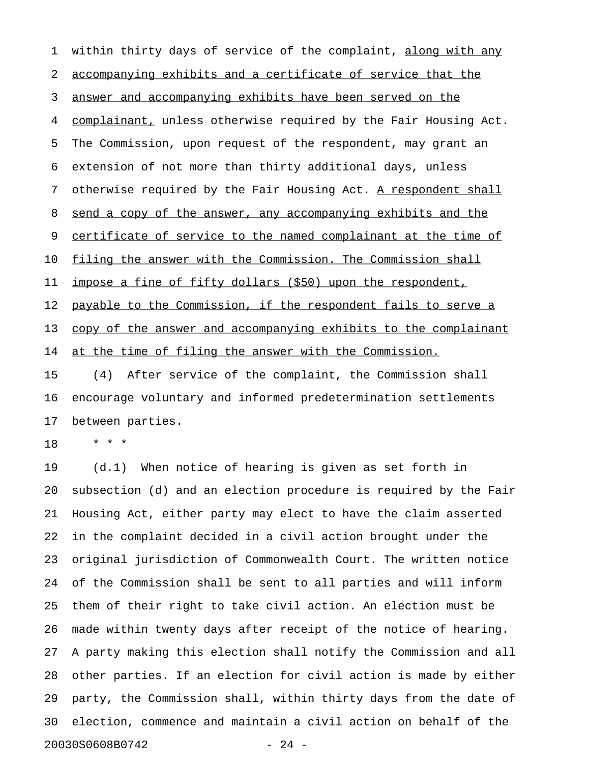within thirty days of service of the complaint, along with any accompanying exhibits and a certificate of service that the answer and accompanying exhibits have been served on the complainant, unless otherwise required by the Fair Housing Act. The Commission, upon request of the respondent, may grant an extension of not more than thirty additional days, unless otherwise required by the Fair Housing Act. A respondent shall send a copy of the answer, any accompanying exhibits and the certificate of service to the named complainant at the time of filing the answer with the Commission. The Commission shall impose a fine of fifty dollars ($50) upon the respondent, payable to the Commission, if the respondent fails to serve a copy of the answer and accompanying exhibits to the complainant at the time of filing the answer with the Commission.

(4) After service of the complaint, the Commission shall encourage voluntary and informed predetermination settlements between parties.

\* \* \*

(d.1) When notice of hearing is given as set forth in subsection (d) and an election procedure is required by the Fair Housing Act, either party may elect to have the claim asserted in the complaint decided in a civil action brought under the original jurisdiction of Commonwealth Court. The written notice of the Commission shall be sent to all parties and will inform them of their right to take civil action. An election must be made within twenty days after receipt of the notice of hearing. A party making this election shall notify the Commission and all other parties. If an election for civil action is made by either party, the Commission shall, within thirty days from the date of election, commence and maintain a civil action on behalf of the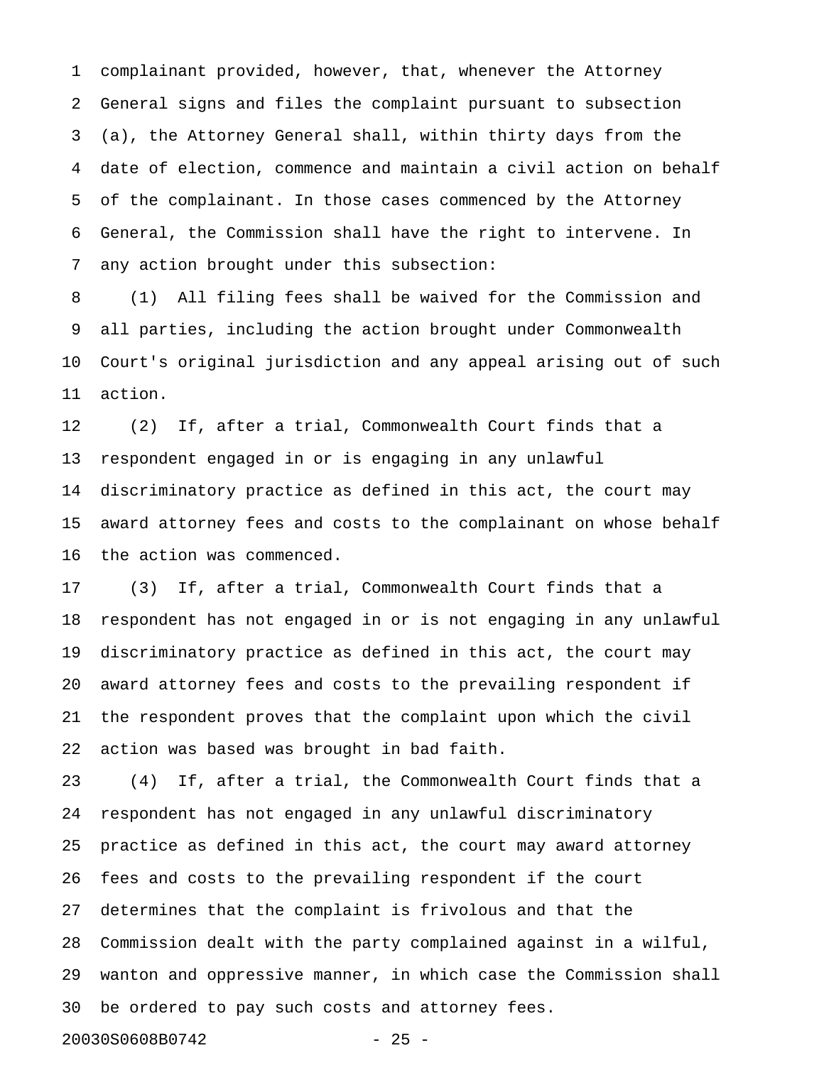complainant provided, however, that, whenever the Attorney General signs and files the complaint pursuant to subsection (a), the Attorney General shall, within thirty days from the date of election, commence and maintain a civil action on behalf of the complainant. In those cases commenced by the Attorney General, the Commission shall have the right to intervene. In any action brought under this subsection:

(1) All filing fees shall be waived for the Commission and all parties, including the action brought under Commonwealth Court's original jurisdiction and any appeal arising out of such action.

(2) If, after a trial, Commonwealth Court finds that a respondent engaged in or is engaging in any unlawful discriminatory practice as defined in this act, the court may award attorney fees and costs to the complainant on whose behalf the action was commenced.

(3) If, after a trial, Commonwealth Court finds that a respondent has not engaged in or is not engaging in any unlawful discriminatory practice as defined in this act, the court may award attorney fees and costs to the prevailing respondent if the respondent proves that the complaint upon which the civil action was based was brought in bad faith.

(4) If, after a trial, the Commonwealth Court finds that a respondent has not engaged in any unlawful discriminatory practice as defined in this act, the court may award attorney fees and costs to the prevailing respondent if the court determines that the complaint is frivolous and that the Commission dealt with the party complained against in a wilful, wanton and oppressive manner, in which case the Commission shall be ordered to pay such costs and attorney fees.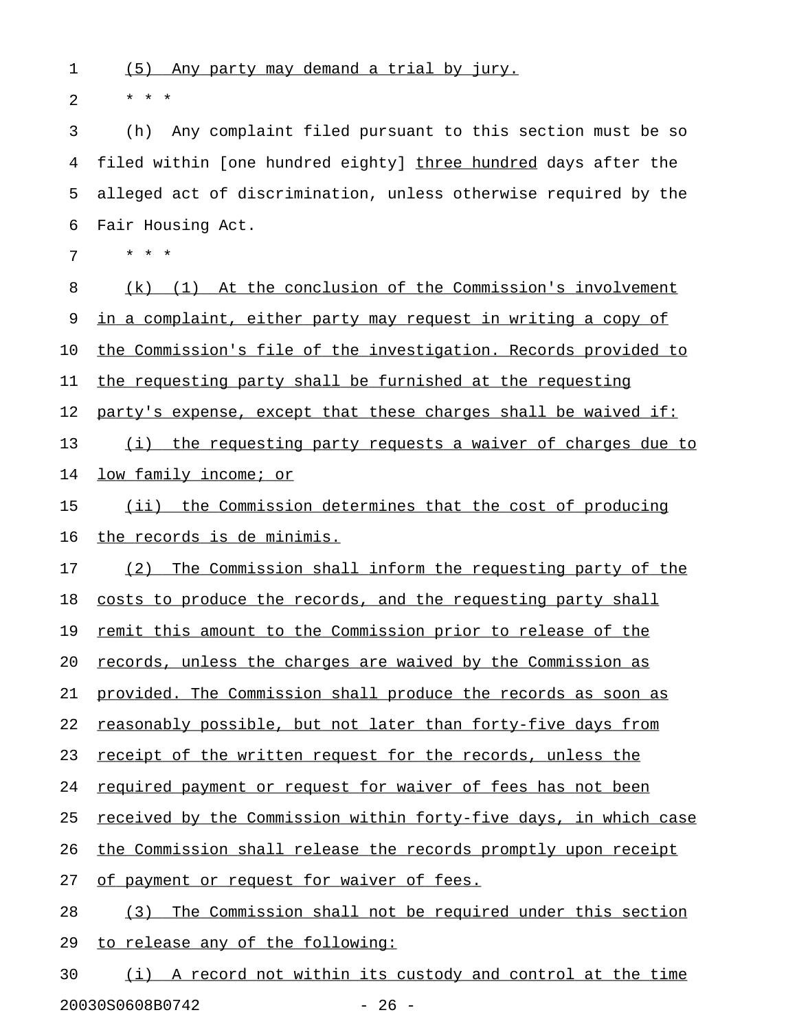(5) Any party may demand a trial by jury.

* * *

(h) Any complaint filed pursuant to this section must be so filed within [one hundred eighty] three hundred days after the alleged act of discrimination, unless otherwise required by the Fair Housing Act.

* * *

(k) (1) At the conclusion of the Commission's involvement in a complaint, either party may request in writing a copy of the Commission's file of the investigation. Records provided to the requesting party shall be furnished at the requesting party's expense, except that these charges shall be waived if:

(i) the requesting party requests a waiver of charges due to low family income; or

(ii) the Commission determines that the cost of producing the records is de minimis.

(2) The Commission shall inform the requesting party of the costs to produce the records, and the requesting party shall remit this amount to the Commission prior to release of the records, unless the charges are waived by the Commission as provided. The Commission shall produce the records as soon as reasonably possible, but not later than forty-five days from receipt of the written request for the records, unless the required payment or request for waiver of fees has not been received by the Commission within forty-five days, in which case the Commission shall release the records promptly upon receipt of payment or request for waiver of fees.

(3) The Commission shall not be required under this section to release any of the following:

(i) A record not within its custody and control at the time

20030S0608B0742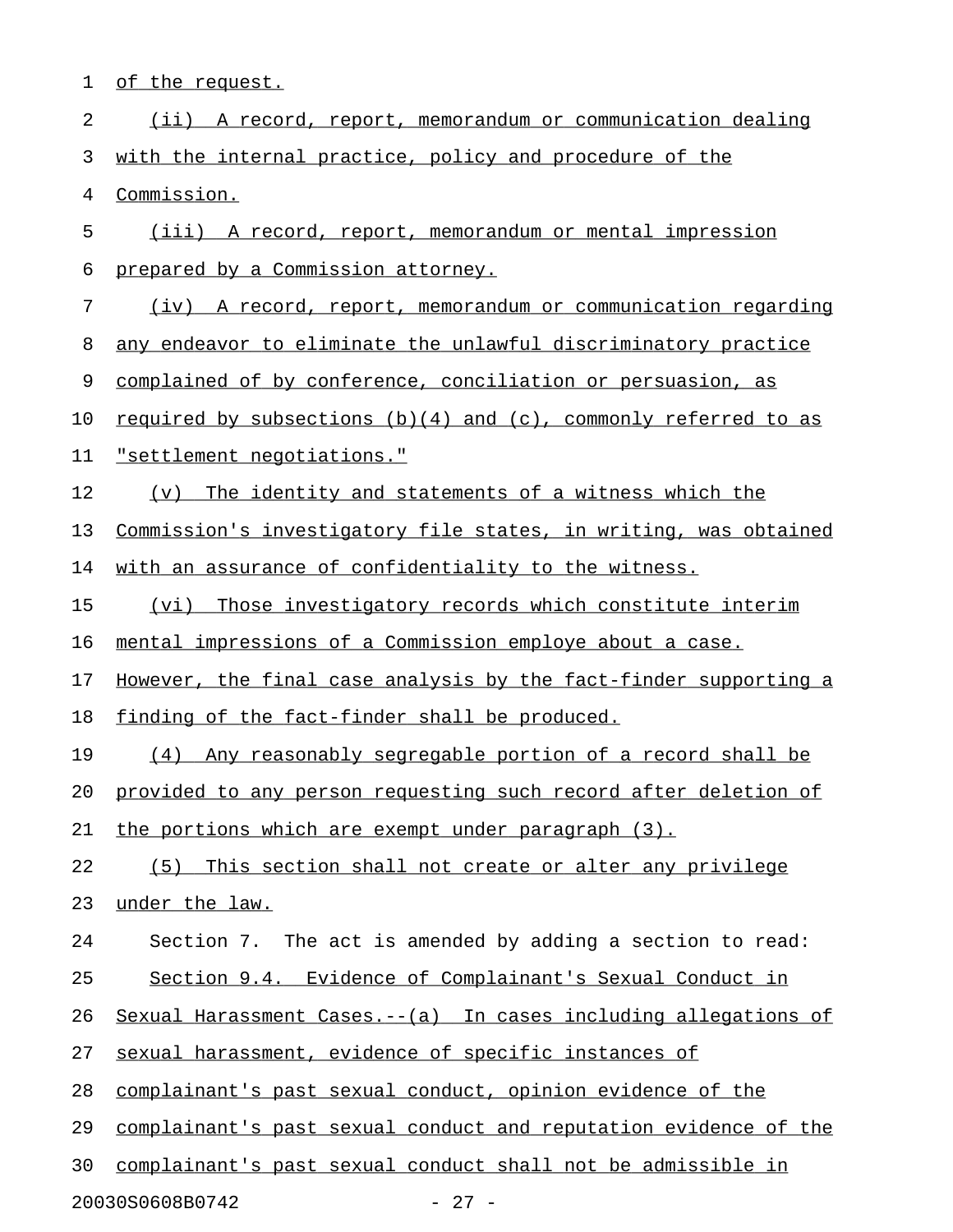of the request.

(ii) A record, report, memorandum or communication dealing with the internal practice, policy and procedure of the Commission.

(iii) A record, report, memorandum or mental impression prepared by a Commission attorney.

(iv) A record, report, memorandum or communication regarding any endeavor to eliminate the unlawful discriminatory practice complained of by conference, conciliation or persuasion, as required by subsections (b)(4) and (c), commonly referred to as "settlement negotiations."

(v) The identity and statements of a witness which the Commission's investigatory file states, in writing, was obtained with an assurance of confidentiality to the witness.

(vi) Those investigatory records which constitute interim mental impressions of a Commission employe about a case. However, the final case analysis by the fact-finder supporting a finding of the fact-finder shall be produced.

(4) Any reasonably segregable portion of a record shall be provided to any person requesting such record after deletion of the portions which are exempt under paragraph (3).

(5) This section shall not create or alter any privilege under the law.

Section 7. The act is amended by adding a section to read:

Section 9.4. Evidence of Complainant's Sexual Conduct in Sexual Harassment Cases.--(a) In cases including allegations of sexual harassment, evidence of specific instances of complainant's past sexual conduct, opinion evidence of the complainant's past sexual conduct and reputation evidence of the complainant's past sexual conduct shall not be admissible in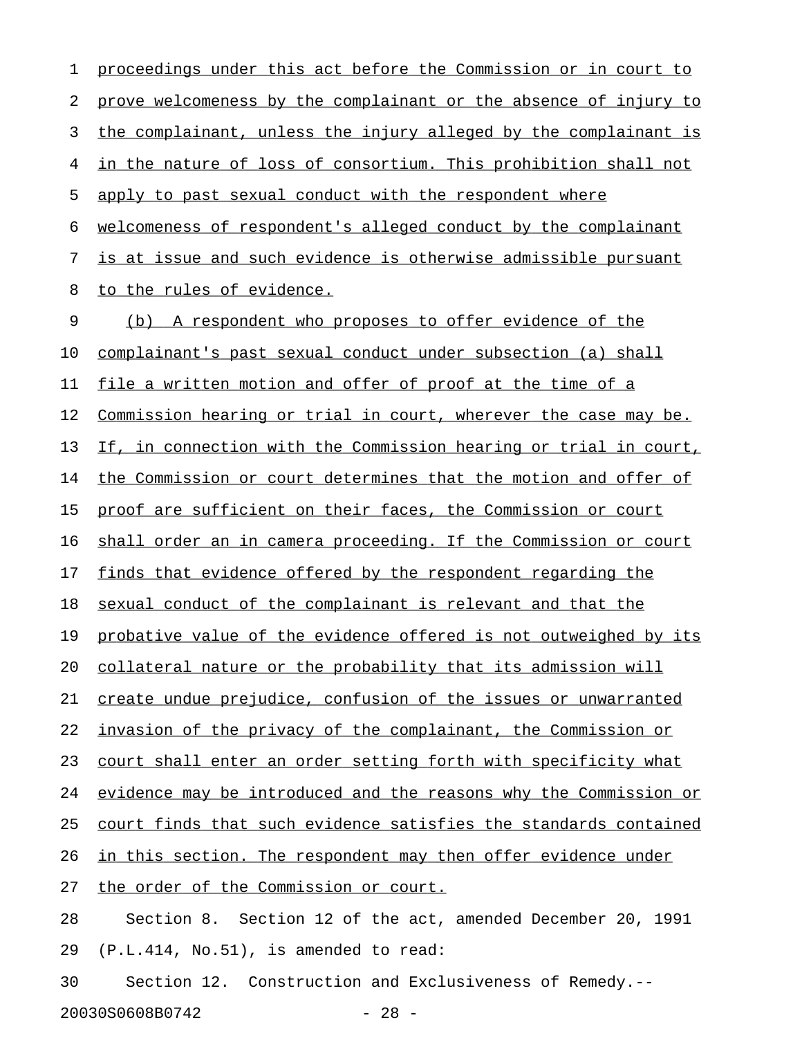proceedings under this act before the Commission or in court to prove welcomeness by the complainant or the absence of injury to the complainant, unless the injury alleged by the complainant is in the nature of loss of consortium. This prohibition shall not apply to past sexual conduct with the respondent where welcomeness of respondent's alleged conduct by the complainant is at issue and such evidence is otherwise admissible pursuant to the rules of evidence.

(b) A respondent who proposes to offer evidence of the complainant's past sexual conduct under subsection (a) shall file a written motion and offer of proof at the time of a Commission hearing or trial in court, wherever the case may be. If, in connection with the Commission hearing or trial in court, the Commission or court determines that the motion and offer of proof are sufficient on their faces, the Commission or court shall order an in camera proceeding. If the Commission or court finds that evidence offered by the respondent regarding the sexual conduct of the complainant is relevant and that the probative value of the evidence offered is not outweighed by its collateral nature or the probability that its admission will create undue prejudice, confusion of the issues or unwarranted invasion of the privacy of the complainant, the Commission or court shall enter an order setting forth with specificity what evidence may be introduced and the reasons why the Commission or court finds that such evidence satisfies the standards contained in this section. The respondent may then offer evidence under the order of the Commission or court.

Section 8. Section 12 of the act, amended December 20, 1991 (P.L.414, No.51), is amended to read:

Section 12. Construction and Exclusiveness of Remedy.--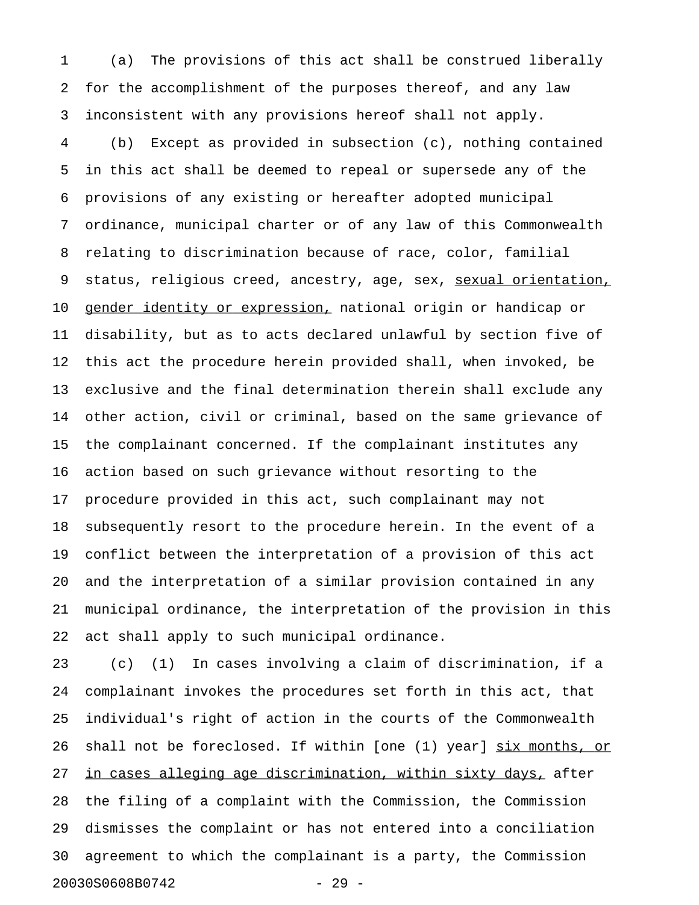(a) The provisions of this act shall be construed liberally for the accomplishment of the purposes thereof, and any law inconsistent with any provisions hereof shall not apply.

(b) Except as provided in subsection (c), nothing contained in this act shall be deemed to repeal or supersede any of the provisions of any existing or hereafter adopted municipal ordinance, municipal charter or of any law of this Commonwealth relating to discrimination because of race, color, familial status, religious creed, ancestry, age, sex, <u>sexual orientation, gender identity or expression,</u> national origin or handicap or disability, but as to acts declared unlawful by section five of this act the procedure herein provided shall, when invoked, be exclusive and the final determination therein shall exclude any other action, civil or criminal, based on the same grievance of the complainant concerned. If the complainant institutes any action based on such grievance without resorting to the procedure provided in this act, such complainant may not subsequently resort to the procedure herein. In the event of a conflict between the interpretation of a provision of this act and the interpretation of a similar provision contained in any municipal ordinance, the interpretation of the provision in this act shall apply to such municipal ordinance.

(c) (1) In cases involving a claim of discrimination, if a complainant invokes the procedures set forth in this act, that individual's right of action in the courts of the Commonwealth shall not be foreclosed. If within [one (1) year] <u>six months, or in cases alleging age discrimination, within sixty days,</u> after the filing of a complaint with the Commission, the Commission dismisses the complaint or has not entered into a conciliation agreement to which the complainant is a party, the Commission

20030S0608B0742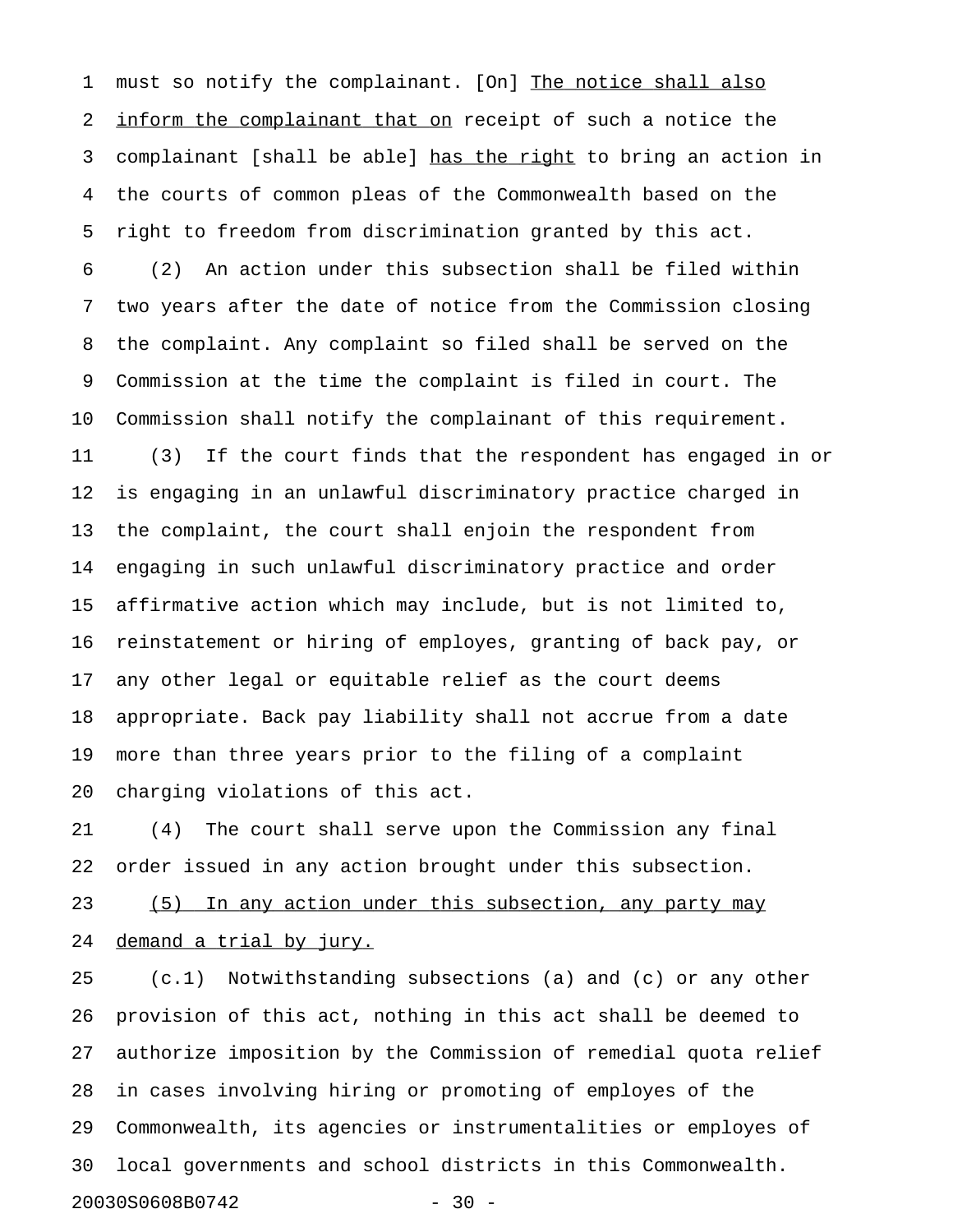must so notify the complainant. [On] <u>The notice shall also inform the complainant that on</u> receipt of such a notice the complainant [shall be able] <u>has the right</u> to bring an action in the courts of common pleas of the Commonwealth based on the right to freedom from discrimination granted by this act.

(2) An action under this subsection shall be filed within two years after the date of notice from the Commission closing the complaint. Any complaint so filed shall be served on the Commission at the time the complaint is filed in court. The Commission shall notify the complainant of this requirement.

(3) If the court finds that the respondent has engaged in or is engaging in an unlawful discriminatory practice charged in the complaint, the court shall enjoin the respondent from engaging in such unlawful discriminatory practice and order affirmative action which may include, but is not limited to, reinstatement or hiring of employes, granting of back pay, or any other legal or equitable relief as the court deems appropriate. Back pay liability shall not accrue from a date more than three years prior to the filing of a complaint charging violations of this act.

(4) The court shall serve upon the Commission any final order issued in any action brought under this subsection.

<u>(5) In any action under this subsection, any party may demand a trial by jury.</u>

(c.1) Notwithstanding subsections (a) and (c) or any other provision of this act, nothing in this act shall be deemed to authorize imposition by the Commission of remedial quota relief in cases involving hiring or promoting of employes of the Commonwealth, its agencies or instrumentalities or employes of local governments and school districts in this Commonwealth.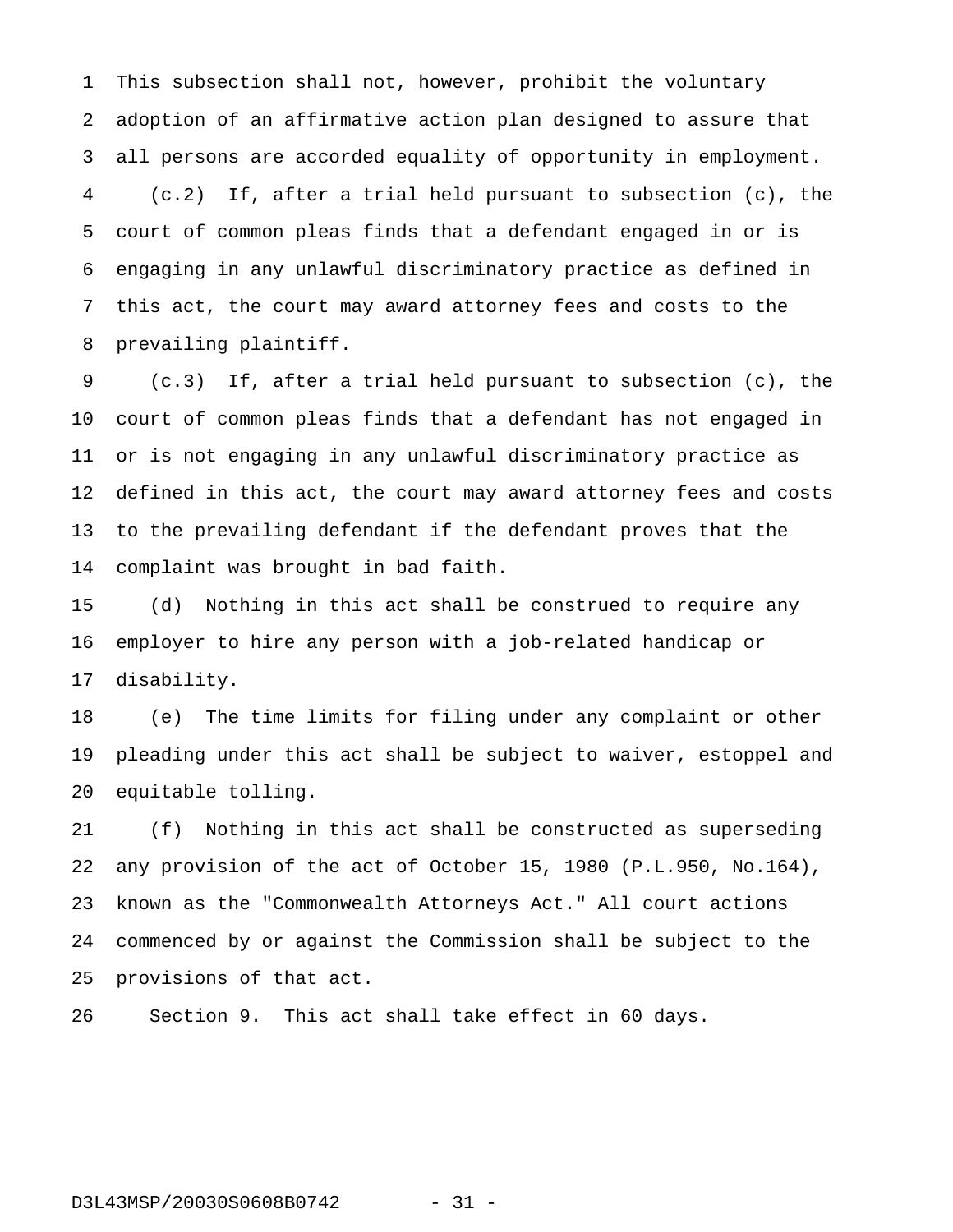This subsection shall not, however, prohibit the voluntary adoption of an affirmative action plan designed to assure that all persons are accorded equality of opportunity in employment.

(c.2) If, after a trial held pursuant to subsection (c), the court of common pleas finds that a defendant engaged in or is engaging in any unlawful discriminatory practice as defined in this act, the court may award attorney fees and costs to the prevailing plaintiff.

(c.3) If, after a trial held pursuant to subsection (c), the court of common pleas finds that a defendant has not engaged in or is not engaging in any unlawful discriminatory practice as defined in this act, the court may award attorney fees and costs to the prevailing defendant if the defendant proves that the complaint was brought in bad faith.

(d) Nothing in this act shall be construed to require any employer to hire any person with a job-related handicap or disability.

(e) The time limits for filing under any complaint or other pleading under this act shall be subject to waiver, estoppel and equitable tolling.

(f) Nothing in this act shall be constructed as superseding any provision of the act of October 15, 1980 (P.L.950, No.164), known as the "Commonwealth Attorneys Act." All court actions commenced by or against the Commission shall be subject to the provisions of that act.

Section 9. This act shall take effect in 60 days.